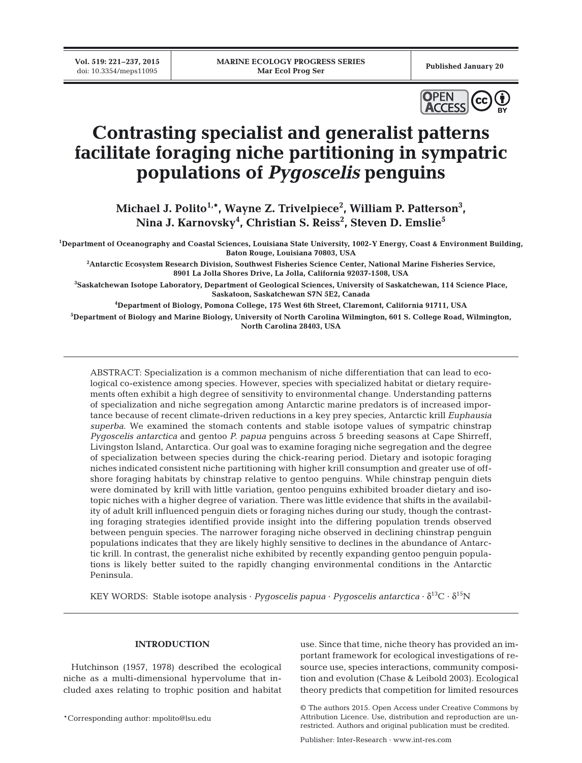# Contrasting specialist and generalist patterns facilitate foraging niche partitioning in sympatric populations of *Pygoscelis* penguins

**Michael J. Polito[1,*], Wayne Z. Trivelpiece[2], William P. Patterson[3], Nina J. Karnovsky[4], Christian S. Reiss[2], Steven D. Emslie[5]**

[1]Department of Oceanography and Coastal Sciences, Louisiana State University, 1002-Y Energy, Coast & Environment Building, Baton Rouge, Louisiana 70803, USA

[2]Antarctic Ecosystem Research Division, Southwest Fisheries Science Center, National Marine Fisheries Service, 8901 La Jolla Shores Drive, La Jolla, California 92037-1508, USA

[3]Saskatchewan Isotope Laboratory, Department of Geological Sciences, University of Saskatchewan, 114 Science Place, Saskatoon, Saskatchewan S7N 5E2, Canada

[4]Department of Biology, Pomona College, 175 West 6th Street, Claremont, California 91711, USA

[5]Department of Biology and Marine Biology, University of North Carolina Wilmington, 601 S. College Road, Wilmington, North Carolina 28403, USA

ABSTRACT: Specialization is a common mechanism of niche differentiation that can lead to ecological co-existence among species. However, species with specialized habitat or dietary requirements often exhibit a high degree of sensitivity to environmental change. Understanding patterns of specialization and niche segregation among Antarctic marine predators is of increased importance because of recent climate-driven reductions in a key prey species, Antarctic krill *Euphausia superba*. We examined the stomach contents and stable isotope values of sympatric chinstrap *Pygoscelis antarctica* and gentoo *P. papua* penguins across 5 breeding seasons at Cape Shirreff, Livingston Island, Antarctica. Our goal was to examine foraging niche segregation and the degree of specialization between species during the chick-rearing period. Dietary and isotopic foraging niches indicated consistent niche partitioning with higher krill consumption and greater use of offshore foraging habitats by chinstrap relative to gentoo penguins. While chinstrap penguin diets were dominated by krill with little variation, gentoo penguins exhibited broader dietary and isotopic niches with a higher degree of variation. There was little evidence that shifts in the availability of adult krill influenced penguin diets or foraging niches during our study, though the contrasting foraging strategies identified provide insight into the differing population trends observed between penguin species. The narrower foraging niche observed in declining chinstrap penguin populations indicates that they are likely highly sensitive to declines in the abundance of Antarctic krill. In contrast, the generalist niche exhibited by recently expanding gentoo penguin populations is likely better suited to the rapidly changing environmental conditions in the Antarctic Peninsula.

KEY WORDS: Stable isotope analysis · *Pygoscelis papua* · *Pygoscelis antarctica* · $\delta^{13}C$ · $\delta^{15}N$

## INTRODUCTION

Hutchinson (1957, 1978) described the ecological niche as a multi-dimensional hypervolume that included axes relating to trophic position and habitat use. Since that time, niche theory has provided an important framework for ecological investigations of resource use, species interactions, community composition and evolution (Chase & Leibold 2003). Ecological theory predicts that competition for limited resources

*Corresponding author: mpolito@lsu.edu

© The authors 2015. Open Access under Creative Commons by Attribution Licence. Use, distribution and reproduction are unrestricted. Authors and original publication must be credited.

Publisher: Inter-Research · www.int-res.com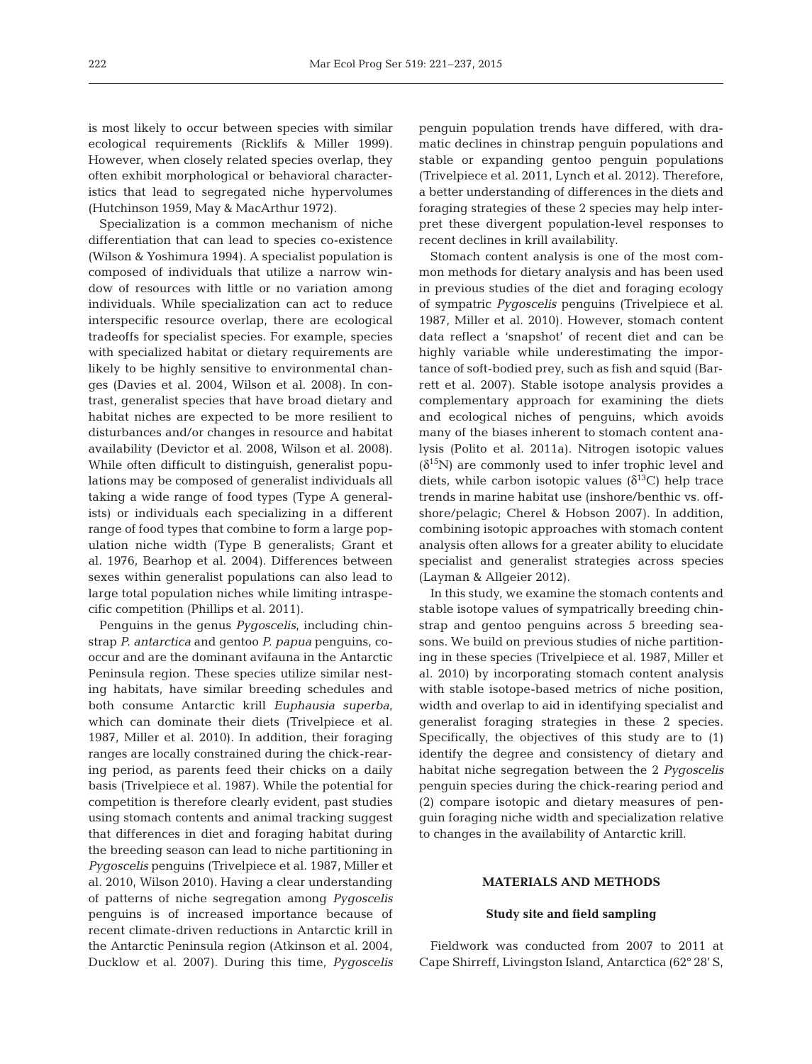is most likely to occur between species with similar ecological requirements (Ricklifs & Miller 1999). However, when closely related species overlap, they often exhibit morphological or behavioral characteristics that lead to segregated niche hypervolumes (Hutchinson 1959, May & MacArthur 1972).

Specialization is a common mechanism of niche differentiation that can lead to species co-existence (Wilson & Yoshimura 1994). A specialist population is composed of individuals that utilize a narrow window of resources with little or no variation among individuals. While specialization can act to reduce interspecific resource overlap, there are ecological tradeoffs for specialist species. For example, species with specialized habitat or dietary requirements are likely to be highly sensitive to environmental changes (Davies et al. 2004, Wilson et al. 2008). In contrast, generalist species that have broad dietary and habitat niches are expected to be more resilient to disturbances and/or changes in resource and habitat availability (Devictor et al. 2008, Wilson et al. 2008). While often difficult to distinguish, generalist populations may be composed of generalist individuals all taking a wide range of food types (Type A generalists) or individuals each specializing in a different range of food types that combine to form a large population niche width (Type B generalists; Grant et al. 1976, Bearhop et al. 2004). Differences between sexes within generalist populations can also lead to large total population niches while limiting intraspecific competition (Phillips et al. 2011).

Penguins in the genus *Pygoscelis*, including chinstrap *P. antarctica* and gentoo *P. papua* penguins, co-occur and are the dominant avifauna in the Antarctic Peninsula region. These species utilize similar nesting habitats, have similar breeding schedules and both consume Antarctic krill *Euphausia superba*, which can dominate their diets (Trivelpiece et al. 1987, Miller et al. 2010). In addition, their foraging ranges are locally constrained during the chick-rearing period, as parents feed their chicks on a daily basis (Trivelpiece et al. 1987). While the potential for competition is therefore clearly evident, past studies using stomach contents and animal tracking suggest that differences in diet and foraging habitat during the breeding season can lead to niche partitioning in *Pygoscelis* penguins (Trivelpiece et al. 1987, Miller et al. 2010, Wilson 2010). Having a clear understanding of patterns of niche segregation among *Pygoscelis* penguins is of increased importance because of recent climate-driven reductions in Antarctic krill in the Antarctic Peninsula region (Atkinson et al. 2004, Ducklow et al. 2007). During this time, *Pygoscelis* penguin population trends have differed, with dramatic declines in chinstrap penguin populations and stable or expanding gentoo penguin populations (Trivelpiece et al. 2011, Lynch et al. 2012). Therefore, a better understanding of differences in the diets and foraging strategies of these 2 species may help interpret these divergent population-level responses to recent declines in krill availability.

Stomach content analysis is one of the most common methods for dietary analysis and has been used in previous studies of the diet and foraging ecology of sympatric *Pygoscelis* penguins (Trivelpiece et al. 1987, Miller et al. 2010). However, stomach content data reflect a 'snapshot' of recent diet and can be highly variable while underestimating the importance of soft-bodied prey, such as fish and squid (Barrett et al. 2007). Stable isotope analysis provides a complementary approach for examining the diets and ecological niches of penguins, which avoids many of the biases inherent to stomach content analysis (Polito et al. 2011a). Nitrogen isotopic values ($\delta^{15}N$) are commonly used to infer trophic level and diets, while carbon isotopic values ($\delta^{13}C$) help trace trends in marine habitat use (inshore/benthic vs. offshore/pelagic; Cherel & Hobson 2007). In addition, combining isotopic approaches with stomach content analysis often allows for a greater ability to elucidate specialist and generalist strategies across species (Layman & Allgeier 2012).

In this study, we examine the stomach contents and stable isotope values of sympatrically breeding chinstrap and gentoo penguins across 5 breeding seasons. We build on previous studies of niche partitioning in these species (Trivelpiece et al. 1987, Miller et al. 2010) by incorporating stomach content analysis with stable isotope-based metrics of niche position, width and overlap to aid in identifying specialist and generalist foraging strategies in these 2 species. Specifically, the objectives of this study are to (1) identify the degree and consistency of dietary and habitat niche segregation between the 2 *Pygoscelis* penguin species during the chick-rearing period and (2) compare isotopic and dietary measures of penguin foraging niche width and specialization relative to changes in the availability of Antarctic krill.

## MATERIALS AND METHODS

### Study site and field sampling

Fieldwork was conducted from 2007 to 2011 at Cape Shirreff, Livingston Island, Antarctica (62° 28′ S,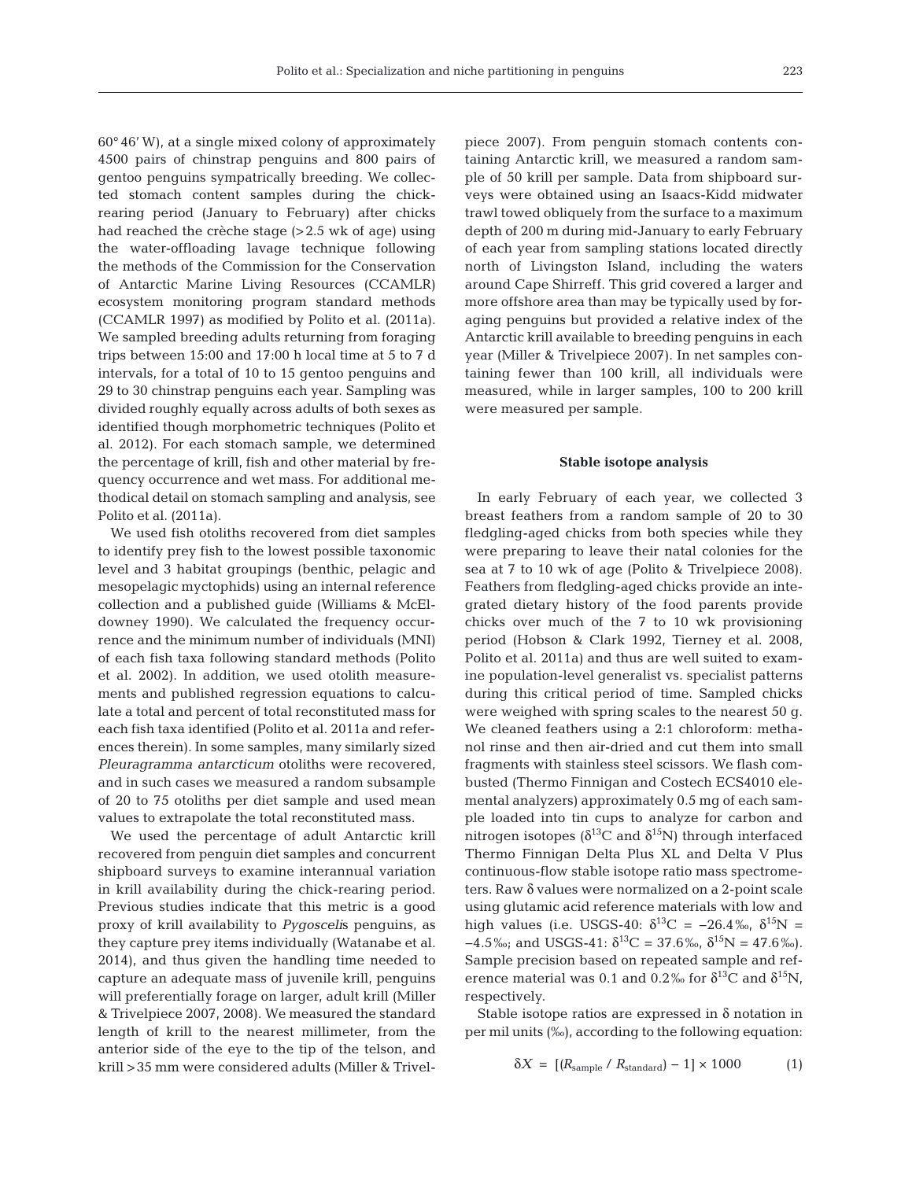60° 46' W), at a single mixed colony of approximately 4500 pairs of chinstrap penguins and 800 pairs of gentoo penguins sympatrically breeding. We collected stomach content samples during the chick-rearing period (January to February) after chicks had reached the crèche stage (>2.5 wk of age) using the water-offloading lavage technique following the methods of the Commission for the Conservation of Antarctic Marine Living Resources (CCAMLR) ecosystem monitoring program standard methods (CCAMLR 1997) as modified by Polito et al. (2011a). We sampled breeding adults returning from foraging trips between 15:00 and 17:00 h local time at 5 to 7 d intervals, for a total of 10 to 15 gentoo penguins and 29 to 30 chinstrap penguins each year. Sampling was divided roughly equally across adults of both sexes as identified though morphometric techniques (Polito et al. 2012). For each stomach sample, we determined the percentage of krill, fish and other material by frequency occurrence and wet mass. For additional methodical detail on stomach sampling and analysis, see Polito et al. (2011a).

We used fish otoliths recovered from diet samples to identify prey fish to the lowest possible taxonomic level and 3 habitat groupings (benthic, pelagic and mesopelagic myctophids) using an internal reference collection and a published guide (Williams & McEldowney 1990). We calculated the frequency occurrence and the minimum number of individuals (MNI) of each fish taxa following standard methods (Polito et al. 2002). In addition, we used otolith measurements and published regression equations to calculate a total and percent of total reconstituted mass for each fish taxa identified (Polito et al. 2011a and references therein). In some samples, many similarly sized *Pleuragramma antarcticum* otoliths were recovered, and in such cases we measured a random subsample of 20 to 75 otoliths per diet sample and used mean values to extrapolate the total reconstituted mass.

We used the percentage of adult Antarctic krill recovered from penguin diet samples and concurrent shipboard surveys to examine interannual variation in krill availability during the chick-rearing period. Previous studies indicate that this metric is a good proxy of krill availability to *Pygoscelis* penguins, as they capture prey items individually (Watanabe et al. 2014), and thus given the handling time needed to capture an adequate mass of juvenile krill, penguins will preferentially forage on larger, adult krill (Miller & Trivelpiece 2007, 2008). We measured the standard length of krill to the nearest millimeter, from the anterior side of the eye to the tip of the telson, and krill >35 mm were considered adults (Miller & Trivelpiece 2007). From penguin stomach contents containing Antarctic krill, we measured a random sample of 50 krill per sample. Data from shipboard surveys were obtained using an Isaacs-Kidd midwater trawl towed obliquely from the surface to a maximum depth of 200 m during mid-January to early February of each year from sampling stations located directly north of Livingston Island, including the waters around Cape Shirreff. This grid covered a larger and more offshore area than may be typically used by foraging penguins but provided a relative index of the Antarctic krill available to breeding penguins in each year (Miller & Trivelpiece 2007). In net samples containing fewer than 100 krill, all individuals were measured, while in larger samples, 100 to 200 krill were measured per sample.

### Stable isotope analysis

In early February of each year, we collected 3 breast feathers from a random sample of 20 to 30 fledgling-aged chicks from both species while they were preparing to leave their natal colonies for the sea at 7 to 10 wk of age (Polito & Trivelpiece 2008). Feathers from fledgling-aged chicks provide an integrated dietary history of the food parents provide chicks over much of the 7 to 10 wk provisioning period (Hobson & Clark 1992, Tierney et al. 2008, Polito et al. 2011a) and thus are well suited to examine population-level generalist vs. specialist patterns during this critical period of time. Sampled chicks were weighed with spring scales to the nearest 50 g. We cleaned feathers using a 2:1 chloroform: methanol rinse and then air-dried and cut them into small fragments with stainless steel scissors. We flash combusted (Thermo Finnigan and Costech ECS4010 elemental analyzers) approximately 0.5 mg of each sample loaded into tin cups to analyze for carbon and nitrogen isotopes ($\delta^{13}C$ and $\delta^{15}N$) through interfaced Thermo Finnigan Delta Plus XL and Delta V Plus continuous-flow stable isotope ratio mass spectrometers. Raw δ values were normalized on a 2-point scale using glutamic acid reference materials with low and high values (i.e. USGS-40: $\delta^{13}C = -26.4$‰, $\delta^{15}N = -4.5$‰; and USGS-41: $\delta^{13}C = 37.6$‰, $\delta^{15}N = 47.6$‰). Sample precision based on repeated sample and reference material was 0.1 and 0.2‰ for $\delta^{13}C$ and $\delta^{15}N$, respectively.

Stable isotope ratios are expressed in δ notation in per mil units (‰), according to the following equation:

$$\delta X = [(R_{\text{sample}} / R_{\text{standard}}) - 1] \times 1000 \qquad (1)$$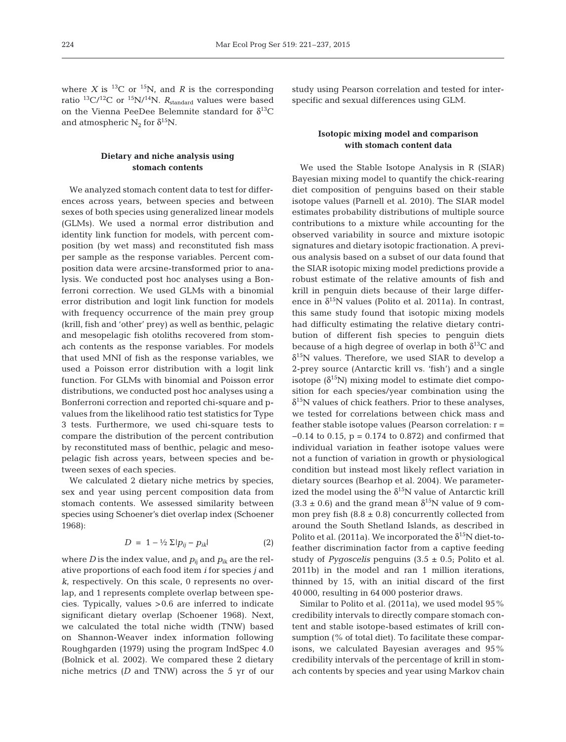where $X$ is $^{13}C$ or $^{15}N$, and $R$ is the corresponding ratio $^{13}C/^{12}C$ or $^{15}N/^{14}N$. $R_{standard}$ values were based on the Vienna PeeDee Belemnite standard for $\delta^{13}C$ and atmospheric $N_2$ for $\delta^{15}N$.

### Dietary and niche analysis using stomach contents

We analyzed stomach content data to test for differences across years, between species and between sexes of both species using generalized linear models (GLMs). We used a normal error distribution and identity link function for models, with percent composition (by wet mass) and reconstituted fish mass per sample as the response variables. Percent composition data were arcsine-transformed prior to analysis. We conducted post hoc analyses using a Bonferroni correction. We used GLMs with a binomial error distribution and logit link function for models with frequency occurrence of the main prey group (krill, fish and 'other' prey) as well as benthic, pelagic and mesopelagic fish otoliths recovered from stomach contents as the response variables. For models that used MNI of fish as the response variables, we used a Poisson error distribution with a logit link function. For GLMs with binomial and Poisson error distributions, we conducted post hoc analyses using a Bonferroni correction and reported chi-square and p-values from the likelihood ratio test statistics for Type 3 tests. Furthermore, we used chi-square tests to compare the distribution of the percent contribution by reconstituted mass of benthic, pelagic and mesopelagic fish across years, between species and between sexes of each species.

We calculated 2 dietary niche metrics by species, sex and year using percent composition data from stomach contents. We assessed similarity between species using Schoener's diet overlap index (Schoener 1968):

$$D = 1 - \tfrac{1}{2}\,\Sigma|p_{ij} - p_{ik}| \quad (2)$$

where $D$ is the index value, and $p_{ij}$ and $p_{ik}$ are the relative proportions of each food item $i$ for species $j$ and $k$, respectively. On this scale, 0 represents no overlap, and 1 represents complete overlap between species. Typically, values >0.6 are inferred to indicate significant dietary overlap (Schoener 1968). Next, we calculated the total niche width (TNW) based on Shannon-Weaver index information following Roughgarden (1979) using the program IndSpec 4.0 (Bolnick et al. 2002). We compared these 2 dietary niche metrics ($D$ and TNW) across the 5 yr of our study using Pearson correlation and tested for interspecific and sexual differences using GLM.

### Isotopic mixing model and comparison with stomach content data

We used the Stable Isotope Analysis in R (SIAR) Bayesian mixing model to quantify the chick-rearing diet composition of penguins based on their stable isotope values (Parnell et al. 2010). The SIAR model estimates probability distributions of multiple source contributions to a mixture while accounting for the observed variability in source and mixture isotopic signatures and dietary isotopic fractionation. A previous analysis based on a subset of our data found that the SIAR isotopic mixing model predictions provide a robust estimate of the relative amounts of fish and krill in penguin diets because of their large difference in $\delta^{15}N$ values (Polito et al. 2011a). In contrast, this same study found that isotopic mixing models had difficulty estimating the relative dietary contribution of different fish species to penguin diets because of a high degree of overlap in both $\delta^{13}C$ and $\delta^{15}N$ values. Therefore, we used SIAR to develop a 2-prey source (Antarctic krill vs. 'fish') and a single isotope ($\delta^{15}N$) mixing model to estimate diet composition for each species/year combination using the $\delta^{15}N$ values of chick feathers. Prior to these analyses, we tested for correlations between chick mass and feather stable isotope values (Pearson correlation: $r = -0.14$ to $0.15$, $p = 0.174$ to $0.872$) and confirmed that individual variation in feather isotope values were not a function of variation in growth or physiological condition but instead most likely reflect variation in dietary sources (Bearhop et al. 2004). We parameterized the model using the $\delta^{15}N$ value of Antarctic krill ($3.3 \pm 0.6$) and the grand mean $\delta^{15}N$ value of 9 common prey fish ($8.8 \pm 0.8$) concurrently collected from around the South Shetland Islands, as described in Polito et al. (2011a). We incorporated the $\delta^{15}N$ diet-to-feather discrimination factor from a captive feeding study of *Pygoscelis* penguins ($3.5 \pm 0.5$; Polito et al. 2011b) in the model and ran 1 million iterations, thinned by 15, with an initial discard of the first 40 000, resulting in 64 000 posterior draws.

Similar to Polito et al. (2011a), we used model 95% credibility intervals to directly compare stomach content and stable isotope-based estimates of krill consumption (% of total diet). To facilitate these comparisons, we calculated Bayesian averages and 95% credibility intervals of the percentage of krill in stomach contents by species and year using Markov chain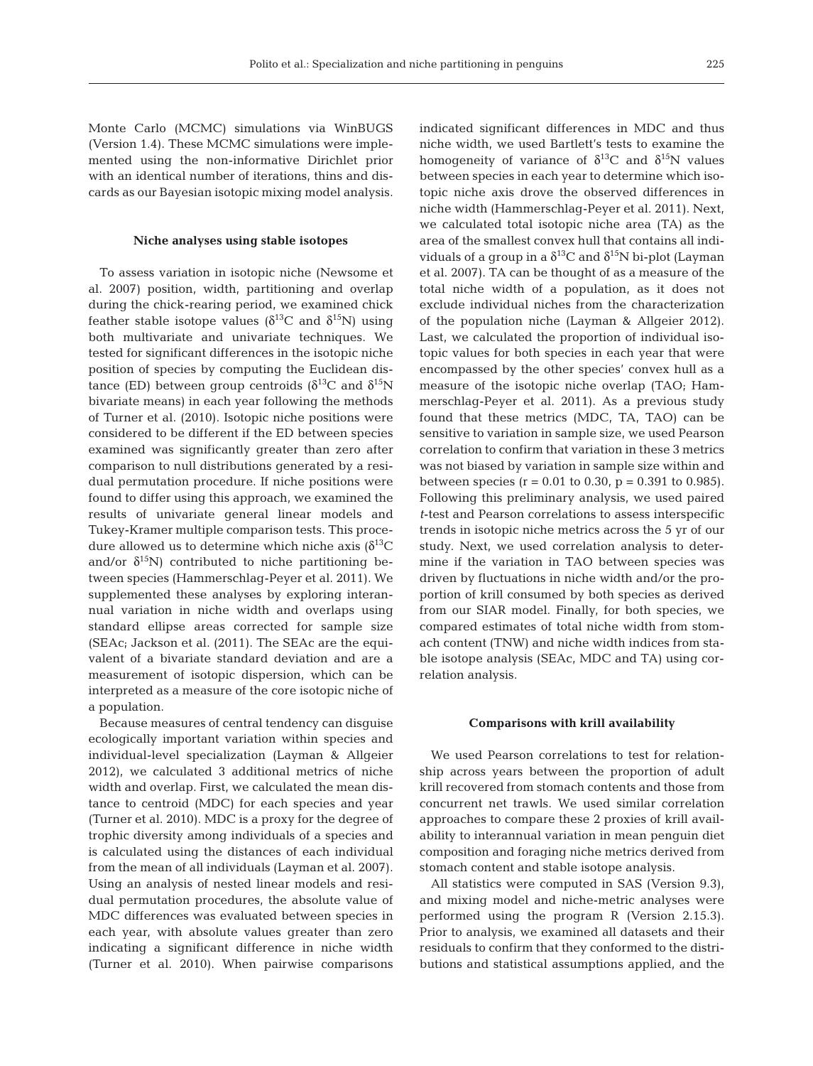Monte Carlo (MCMC) simulations via WinBUGS (Version 1.4). These MCMC simulations were implemented using the non-informative Dirichlet prior with an identical number of iterations, thins and discards as our Bayesian isotopic mixing model analysis.

### Niche analyses using stable isotopes

To assess variation in isotopic niche (Newsome et al. 2007) position, width, partitioning and overlap during the chick-rearing period, we examined chick feather stable isotope values ($\delta^{13}C$ and $\delta^{15}N$) using both multivariate and univariate techniques. We tested for significant differences in the isotopic niche position of species by computing the Euclidean distance (ED) between group centroids ($\delta^{13}C$ and $\delta^{15}N$ bivariate means) in each year following the methods of Turner et al. (2010). Isotopic niche positions were considered to be different if the ED between species examined was significantly greater than zero after comparison to null distributions generated by a residual permutation procedure. If niche positions were found to differ using this approach, we examined the results of univariate general linear models and Tukey-Kramer multiple comparison tests. This procedure allowed us to determine which niche axis ($\delta^{13}C$ and/or $\delta^{15}N$) contributed to niche partitioning between species (Hammerschlag-Peyer et al. 2011). We supplemented these analyses by exploring interannual variation in niche width and overlaps using standard ellipse areas corrected for sample size (SEAc; Jackson et al. (2011). The SEAc are the equivalent of a bivariate standard deviation and are a measurement of isotopic dispersion, which can be interpreted as a measure of the core isotopic niche of a population.

Because measures of central tendency can disguise ecologically important variation within species and individual-level specialization (Layman & Allgeier 2012), we calculated 3 additional metrics of niche width and overlap. First, we calculated the mean distance to centroid (MDC) for each species and year (Turner et al. 2010). MDC is a proxy for the degree of trophic diversity among individuals of a species and is calculated using the distances of each individual from the mean of all individuals (Layman et al. 2007). Using an analysis of nested linear models and residual permutation procedures, the absolute value of MDC differences was evaluated between species in each year, with absolute values greater than zero indicating a significant difference in niche width (Turner et al. 2010). When pairwise comparisons indicated significant differences in MDC and thus niche width, we used Bartlett's tests to examine the homogeneity of variance of $\delta^{13}C$ and $\delta^{15}N$ values between species in each year to determine which isotopic niche axis drove the observed differences in niche width (Hammerschlag-Peyer et al. 2011). Next, we calculated total isotopic niche area (TA) as the area of the smallest convex hull that contains all individuals of a group in a $\delta^{13}C$ and $\delta^{15}N$ bi-plot (Layman et al. 2007). TA can be thought of as a measure of the total niche width of a population, as it does not exclude individual niches from the characterization of the population niche (Layman & Allgeier 2012). Last, we calculated the proportion of individual isotopic values for both species in each year that were encompassed by the other species' convex hull as a measure of the isotopic niche overlap (TAO; Hammerschlag-Peyer et al. 2011). As a previous study found that these metrics (MDC, TA, TAO) can be sensitive to variation in sample size, we used Pearson correlation to confirm that variation in these 3 metrics was not biased by variation in sample size within and between species ($r = 0.01$ to $0.30$, $p = 0.391$ to $0.985$). Following this preliminary analysis, we used paired *t*-test and Pearson correlations to assess interspecific trends in isotopic niche metrics across the 5 yr of our study. Next, we used correlation analysis to determine if the variation in TAO between species was driven by fluctuations in niche width and/or the proportion of krill consumed by both species as derived from our SIAR model. Finally, for both species, we compared estimates of total niche width from stomach content (TNW) and niche width indices from stable isotope analysis (SEAc, MDC and TA) using correlation analysis.

### Comparisons with krill availability

We used Pearson correlations to test for relationship across years between the proportion of adult krill recovered from stomach contents and those from concurrent net trawls. We used similar correlation approaches to compare these 2 proxies of krill availability to interannual variation in mean penguin diet composition and foraging niche metrics derived from stomach content and stable isotope analysis.

All statistics were computed in SAS (Version 9.3), and mixing model and niche-metric analyses were performed using the program R (Version 2.15.3). Prior to analysis, we examined all datasets and their residuals to confirm that they conformed to the distributions and statistical assumptions applied, and the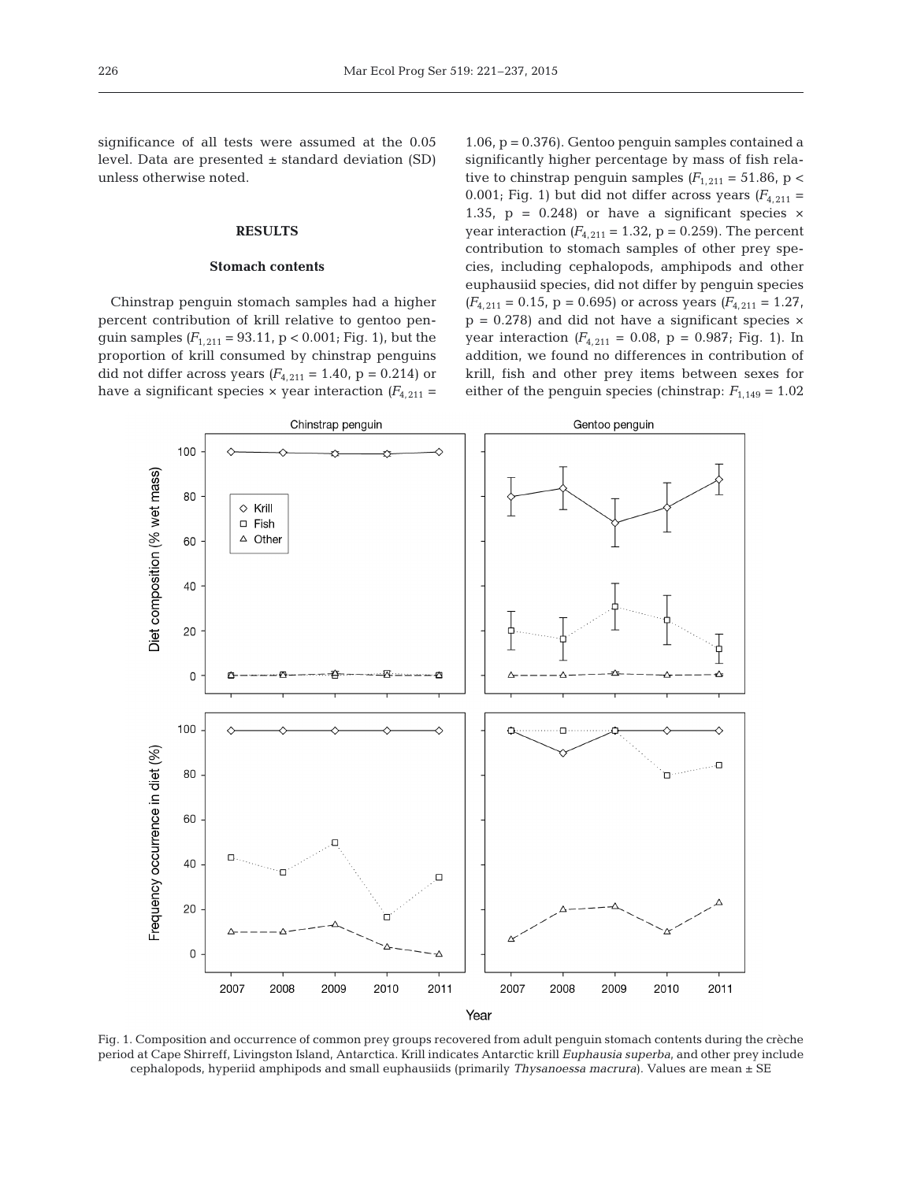significance of all tests were assumed at the 0.05 level. Data are presented ± standard deviation (SD) unless otherwise noted.

## RESULTS

### Stomach contents

Chinstrap penguin stomach samples had a higher percent contribution of krill relative to gentoo penguin samples ($F_{1,211}$ = 93.11, p < 0.001; Fig. 1), but the proportion of krill consumed by chinstrap penguins did not differ across years ($F_{4,211}$ = 1.40, p = 0.214) or have a significant species × year interaction ($F_{4,211}$ = 1.06, p = 0.376). Gentoo penguin samples contained a significantly higher percentage by mass of fish relative to chinstrap penguin samples ($F_{1,211}$ = 51.86, p < 0.001; Fig. 1) but did not differ across years ($F_{4,211}$ = 1.35, p = 0.248) or have a significant species × year interaction ($F_{4,211}$ = 1.32, p = 0.259). The percent contribution to stomach samples of other prey species, including cephalopods, amphipods and other euphausiid species, did not differ by penguin species ($F_{4,211}$ = 0.15, p = 0.695) or across years ($F_{4,211}$ = 1.27, p = 0.278) and did not have a significant species × year interaction ($F_{4,211}$ = 0.08, p = 0.987; Fig. 1). In addition, we found no differences in contribution of krill, fish and other prey items between sexes for either of the penguin species (chinstrap: $F_{1,149}$ = 1.02

Fig. 1. Composition and occurrence of common prey groups recovered from adult penguin stomach contents during the crèche period at Cape Shirreff, Livingston Island, Antarctica. Krill indicates Antarctic krill *Euphausia superba*, and other prey include cephalopods, hyperiid amphipods and small euphausiids (primarily *Thysanoessa macrura*). Values are mean ± SE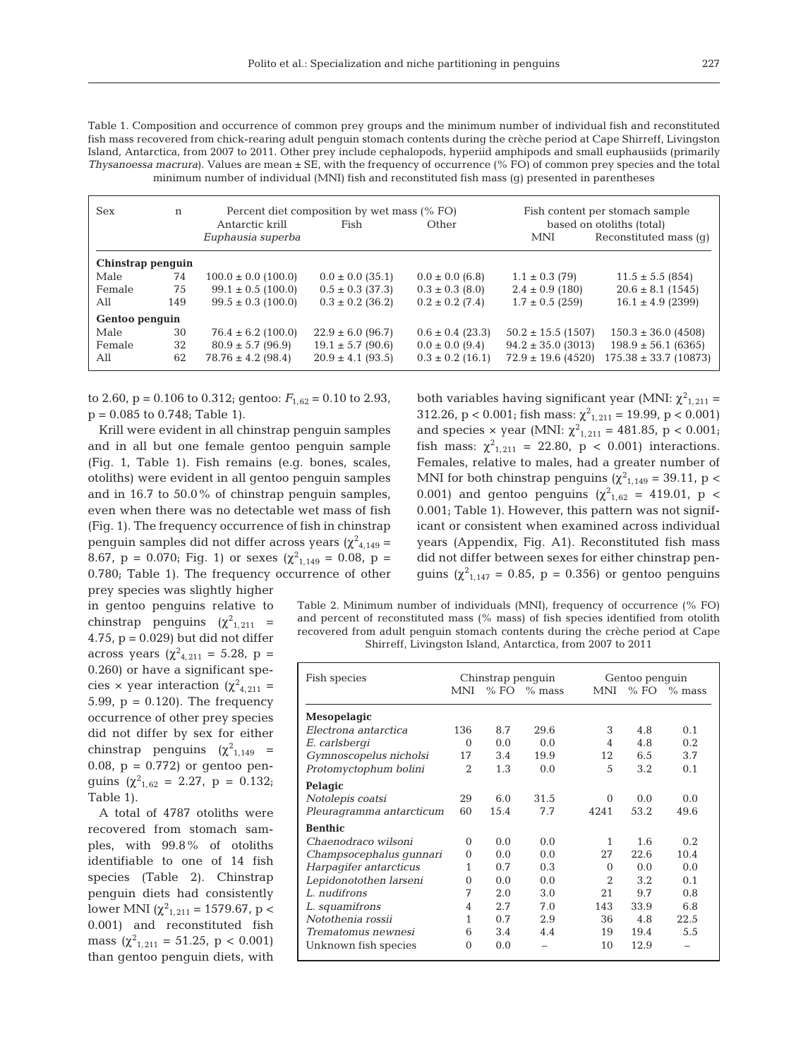Table 1. Composition and occurrence of common prey groups and the minimum number of individual fish and reconstituted fish mass recovered from chick-rearing adult penguin stomach contents during the crèche period at Cape Shirreff, Livingston Island, Antarctica, from 2007 to 2011. Other prey include cephalopods, hyperiid amphipods and small euphausiids (primarily *Thysanoessa macrura*). Values are mean ± SE, with the frequency of occurrence (% FO) of common prey species and the total minimum number of individual (MNI) fish and reconstituted fish mass (g) presented in parentheses

| Sex | n | Percent diet composition by wet mass (% FO) | | | Fish content per stomach sample based on otoliths (total) | |
|---|---|---|---|---|---|---|
| | | Antarctic krill *Euphausia superba* | Fish | Other | MNI | Reconstituted mass (g) |
| **Chinstrap penguin** | | | | | | |
| Male | 74 | 100.0 ± 0.0 (100.0) | 0.0 ± 0.0 (35.1) | 0.0 ± 0.0 (6.8) | 1.1 ± 0.3 (79) | 11.5 ± 5.5 (854) |
| Female | 75 | 99.1 ± 0.5 (100.0) | 0.5 ± 0.3 (37.3) | 0.3 ± 0.3 (8.0) | 2.4 ± 0.9 (180) | 20.6 ± 8.1 (1545) |
| All | 149 | 99.5 ± 0.3 (100.0) | 0.3 ± 0.2 (36.2) | 0.2 ± 0.2 (7.4) | 1.7 ± 0.5 (259) | 16.1 ± 4.9 (2399) |
| **Gentoo penguin** | | | | | | |
| Male | 30 | 76.4 ± 6.2 (100.0) | 22.9 ± 6.0 (96.7) | 0.6 ± 0.4 (23.3) | 50.2 ± 15.5 (1507) | 150.3 ± 36.0 (4508) |
| Female | 32 | 80.9 ± 5.7 (96.9) | 19.1 ± 5.7 (90.6) | 0.0 ± 0.0 (9.4) | 94.2 ± 35.0 (3013) | 198.9 ± 56.1 (6365) |
| All | 62 | 78.76 ± 4.2 (98.4) | 20.9 ± 4.1 (93.5) | 0.3 ± 0.2 (16.1) | 72.9 ± 19.6 (4520) | 175.38 ± 33.7 (10873) |

to 2.60, p = 0.106 to 0.312; gentoo: $F_{1,62}$ = 0.10 to 2.93, p = 0.085 to 0.748; Table 1).

Krill were evident in all chinstrap penguin samples and in all but one female gentoo penguin sample (Fig. 1, Table 1). Fish remains (e.g. bones, scales, otoliths) were evident in all gentoo penguin samples and in 16.7 to 50.0% of chinstrap penguin samples, even when there was no detectable wet mass of fish (Fig. 1). The frequency occurrence of fish in chinstrap penguin samples did not differ across years ($\chi^2_{4,149}$ = 8.67, p = 0.070; Fig. 1) or sexes ($\chi^2_{1,149}$ = 0.08, p = 0.780; Table 1). The frequency occurrence of other prey species was slightly higher in gentoo penguins relative to chinstrap penguins ($\chi^2_{1,211}$ = 4.75, p = 0.029) but did not differ across years ($\chi^2_{4,211}$ = 5.28, p = 0.260) or have a significant species × year interaction ($\chi^2_{4,211}$ = 5.99, p = 0.120). The frequency occurrence of other prey species did not differ by sex for either chinstrap penguins ($\chi^2_{1,149}$ = 0.08, p = 0.772) or gentoo penguins ($\chi^2_{1,62}$ = 2.27, p = 0.132; Table 1).

A total of 4787 otoliths were recovered from stomach samples, with 99.8% of otoliths identifiable to one of 14 fish species (Table 2). Chinstrap penguin diets had consistently lower MNI ($\chi^2_{1,211}$ = 1579.67, p < 0.001) and reconstituted fish mass ($\chi^2_{1,211}$ = 51.25, p < 0.001) than gentoo penguin diets, with both variables having significant year (MNI: $\chi^2_{1,211}$ = 312.26, p < 0.001; fish mass: $\chi^2_{1,211}$ = 19.99, p < 0.001) and species × year (MNI: $\chi^2_{1,211}$ = 481.85, p < 0.001; fish mass: $\chi^2_{1,211}$ = 22.80, p < 0.001) interactions. Females, relative to males, had a greater number of MNI for both chinstrap penguins ($\chi^2_{1,149}$ = 39.11, p < 0.001) and gentoo penguins ($\chi^2_{1,62}$ = 419.01, p < 0.001; Table 1). However, this pattern was not significant or consistent when examined across individual years (Appendix, Fig. A1). Reconstituted fish mass did not differ between sexes for either chinstrap penguins ($\chi^2_{1,147}$ = 0.85, p = 0.356) or gentoo penguins

Table 2. Minimum number of individuals (MNI), frequency of occurrence (% FO) and percent of reconstituted mass (% mass) of fish species identified from otolith recovered from adult penguin stomach contents during the crèche period at Cape Shirreff, Livingston Island, Antarctica, from 2007 to 2011

| Fish species | Chinstrap penguin | | | Gentoo penguin | | |
|---|---|---|---|---|---|---|
| | MNI | % FO | % mass | MNI | % FO | % mass |
| **Mesopelagic** | | | | | | |
| *Electrona antarctica* | 136 | 8.7 | 29.6 | 3 | 4.8 | 0.1 |
| *E. carlsbergi* | 0 | 0.0 | 0.0 | 4 | 4.8 | 0.2 |
| *Gymnoscopelus nicholsi* | 17 | 3.4 | 19.9 | 12 | 6.5 | 3.7 |
| *Protomyctophum bolini* | 2 | 1.3 | 0.0 | 5 | 3.2 | 0.1 |
| **Pelagic** | | | | | | |
| *Notolepis coatsi* | 29 | 6.0 | 31.5 | 0 | 0.0 | 0.0 |
| *Pleuragramma antarcticum* | 60 | 15.4 | 7.7 | 4241 | 53.2 | 49.6 |
| **Benthic** | | | | | | |
| *Chaenodraco wilsoni* | 0 | 0.0 | 0.0 | 1 | 1.6 | 0.2 |
| *Champsocephalus gunnari* | 0 | 0.0 | 0.0 | 27 | 22.6 | 10.4 |
| *Harpagifer antarcticus* | 1 | 0.7 | 0.3 | 0 | 0.0 | 0.0 |
| *Lepidonotothen larseni* | 0 | 0.0 | 0.0 | 2 | 3.2 | 0.1 |
| *L. nudifrons* | 7 | 2.0 | 3.0 | 21 | 9.7 | 0.8 |
| *L. squamifrons* | 4 | 2.7 | 7.0 | 143 | 33.9 | 6.8 |
| *Notothenia rossii* | 1 | 0.7 | 2.9 | 36 | 4.8 | 22.5 |
| *Trematomus newnesi* | 6 | 3.4 | 4.4 | 19 | 19.4 | 5.5 |
| Unknown fish species | 0 | 0.0 | – | 10 | 12.9 | – |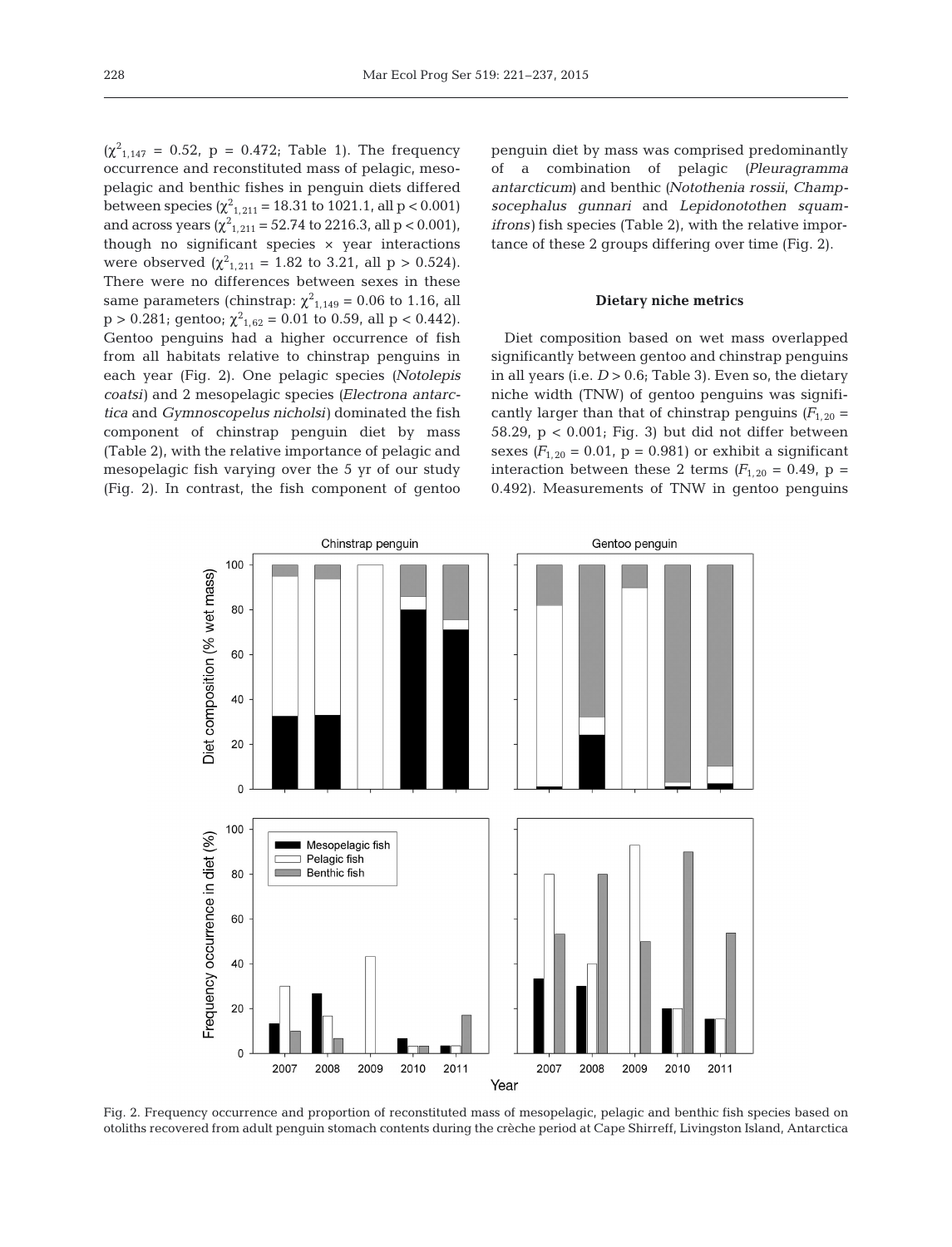($\chi^2_{1,147}$ = 0.52, p = 0.472; Table 1). The frequency occurrence and reconstituted mass of pelagic, mesopelagic and benthic fishes in penguin diets differed between species ($\chi^2_{1,211}$ = 18.31 to 1021.1, all p < 0.001) and across years ($\chi^2_{1,211}$ = 52.74 to 2216.3, all p < 0.001), though no significant species × year interactions were observed ($\chi^2_{1,211}$ = 1.82 to 3.21, all p > 0.524). There were no differences between sexes in these same parameters (chinstrap: $\chi^2_{1,149}$ = 0.06 to 1.16, all p > 0.281; gentoo; $\chi^2_{1,62}$ = 0.01 to 0.59, all p < 0.442). Gentoo penguins had a higher occurrence of fish from all habitats relative to chinstrap penguins in each year (Fig. 2). One pelagic species (*Notolepis coatsi*) and 2 mesopelagic species (*Electrona antarctica* and *Gymnoscopelus nicholsi*) dominated the fish component of chinstrap penguin diet by mass (Table 2), with the relative importance of pelagic and mesopelagic fish varying over the 5 yr of our study (Fig. 2). In contrast, the fish component of gentoo penguin diet by mass was comprised predominantly of a combination of pelagic (*Pleuragramma antarcticum*) and benthic (*Notothenia rossii*, *Champsocephalus gunnari* and *Lepidonotothen squamifrons*) fish species (Table 2), with the relative importance of these 2 groups differing over time (Fig. 2).

### Dietary niche metrics

Diet composition based on wet mass overlapped significantly between gentoo and chinstrap penguins in all years (i.e. $D$ > 0.6; Table 3). Even so, the dietary niche width (TNW) of gentoo penguins was significantly larger than that of chinstrap penguins ($F_{1,20}$ = 58.29, p < 0.001; Fig. 3) but did not differ between sexes ($F_{1,20}$ = 0.01, p = 0.981) or exhibit a significant interaction between these 2 terms ($F_{1,20}$ = 0.49, p = 0.492). Measurements of TNW in gentoo penguins

Fig. 2. Frequency occurrence and proportion of reconstituted mass of mesopelagic, pelagic and benthic fish species based on otoliths recovered from adult penguin stomach contents during the crèche period at Cape Shirreff, Livingston Island, Antarctica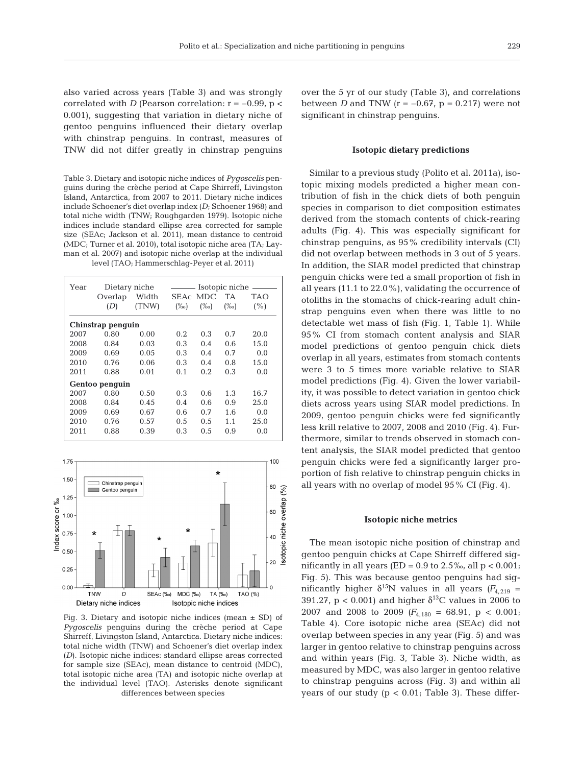also varied across years (Table 3) and was strongly correlated with *D* (Pearson correlation: $r = -0.99$, $p < 0.001$), suggesting that variation in dietary niche of gentoo penguins influenced their dietary overlap with chinstrap penguins. In contrast, measures of TNW did not differ greatly in chinstrap penguins over the 5 yr of our study (Table 3), and correlations between *D* and TNW ($r = -0.67$, $p = 0.217$) were not significant in chinstrap penguins.

Table 3. Dietary and isotopic niche indices of *Pygoscelis* penguins during the crèche period at Cape Shirreff, Livingston Island, Antarctica, from 2007 to 2011. Dietary niche indices include Schoener's diet overlap index (*D*; Schoener 1968) and total niche width (TNW; Roughgarden 1979). Isotopic niche indices include standard ellipse area corrected for sample size (SEAc; Jackson et al. 2011), mean distance to centroid (MDC; Turner et al. 2010), total isotopic niche area (TA; Layman et al. 2007) and isotopic niche overlap at the individual level (TAO; Hammerschlag-Peyer et al. 2011)

| Year | Dietary niche | | Isotopic niche | | | |
|---|---|---|---|---|---|---|
| | Overlap (*D*) | Width (TNW) | SEAc (‰) | MDC (‰) | TA (‰) | TAO (%) |
| **Chinstrap penguin** | | | | | | |
| 2007 | 0.80 | 0.00 | 0.2 | 0.3 | 0.7 | 20.0 |
| 2008 | 0.84 | 0.03 | 0.3 | 0.4 | 0.6 | 15.0 |
| 2009 | 0.69 | 0.05 | 0.3 | 0.4 | 0.7 | 0.0 |
| 2010 | 0.76 | 0.06 | 0.3 | 0.4 | 0.8 | 15.0 |
| 2011 | 0.88 | 0.01 | 0.1 | 0.2 | 0.3 | 0.0 |
| **Gentoo penguin** | | | | | | |
| 2007 | 0.80 | 0.50 | 0.3 | 0.6 | 1.3 | 16.7 |
| 2008 | 0.84 | 0.45 | 0.4 | 0.6 | 0.9 | 25.0 |
| 2009 | 0.69 | 0.67 | 0.6 | 0.7 | 1.6 | 0.0 |
| 2010 | 0.76 | 0.57 | 0.5 | 0.5 | 1.1 | 25.0 |
| 2011 | 0.88 | 0.39 | 0.3 | 0.5 | 0.9 | 0.0 |

Fig. 3. Dietary and isotopic niche indices (mean ± SD) of *Pygoscelis* penguins during the crèche period at Cape Shirreff, Livingston Island, Antarctica. Dietary niche indices: total niche width (TNW) and Schoener's diet overlap index (*D*). Isotopic niche indices: standard ellipse areas corrected for sample size (SEAc), mean distance to centroid (MDC), total isotopic niche area (TA) and isotopic niche overlap at the individual level (TAO). Asterisks denote significant differences between species

### Isotopic dietary predictions

Similar to a previous study (Polito et al. 2011a), isotopic mixing models predicted a higher mean contribution of fish in the chick diets of both penguin species in comparison to diet composition estimates derived from the stomach contents of chick-rearing adults (Fig. 4). This was especially significant for chinstrap penguins, as 95% credibility intervals (CI) did not overlap between methods in 3 out of 5 years. In addition, the SIAR model predicted that chinstrap penguin chicks were fed a small proportion of fish in all years (11.1 to 22.0%), validating the occurrence of otoliths in the stomachs of chick-rearing adult chinstrap penguins even when there was little to no detectable wet mass of fish (Fig. 1, Table 1). While 95% CI from stomach content analysis and SIAR model predictions of gentoo penguin chick diets overlap in all years, estimates from stomach contents were 3 to 5 times more variable relative to SIAR model predictions (Fig. 4). Given the lower variability, it was possible to detect variation in gentoo chick diets across years using SIAR model predictions. In 2009, gentoo penguin chicks were fed significantly less krill relative to 2007, 2008 and 2010 (Fig. 4). Furthermore, similar to trends observed in stomach content analysis, the SIAR model predicted that gentoo penguin chicks were fed a significantly larger proportion of fish relative to chinstrap penguin chicks in all years with no overlap of model 95% CI (Fig. 4).

### Isotopic niche metrics

The mean isotopic niche position of chinstrap and gentoo penguin chicks at Cape Shirreff differed significantly in all years (ED = 0.9 to 2.5‰, all $p < 0.001$; Fig. 5). This was because gentoo penguins had significantly higher $\delta^{15}N$ values in all years ($F_{4,219} = 391.27$, $p < 0.001$) and higher $\delta^{13}C$ values in 2006 to 2007 and 2008 to 2009 ($F_{4,180} = 68.91$, $p < 0.001$; Table 4). Core isotopic niche area (SEAc) did not overlap between species in any year (Fig. 5) and was larger in gentoo relative to chinstrap penguins across and within years (Fig. 3, Table 3). Niche width, as measured by MDC, was also larger in gentoo relative to chinstrap penguins across (Fig. 3) and within all years of our study ($p < 0.01$; Table 3). These differ-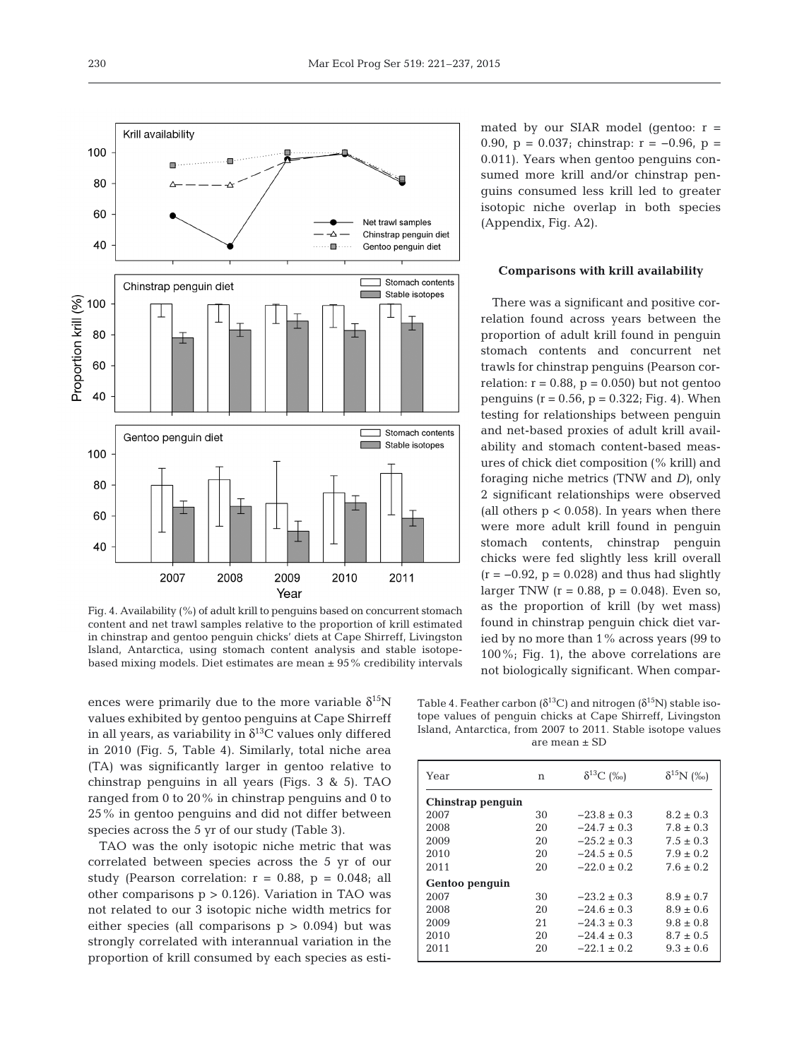Fig. 4. Availability (%) of adult krill to penguins based on concurrent stomach content and net trawl samples relative to the proportion of krill estimated in chinstrap and gentoo penguin chicks' diets at Cape Shirreff, Livingston Island, Antarctica, using stomach content analysis and stable isotope-based mixing models. Diet estimates are mean ± 95% credibility intervals

ences were primarily due to the more variable $\delta^{15}N$ values exhibited by gentoo penguins at Cape Shirreff in all years, as variability in $\delta^{13}C$ values only differed in 2010 (Fig. 5, Table 4). Similarly, total niche area (TA) was significantly larger in gentoo relative to chinstrap penguins in all years (Figs. 3 & 5). TAO ranged from 0 to 20% in chinstrap penguins and 0 to 25% in gentoo penguins and did not differ between species across the 5 yr of our study (Table 3).

TAO was the only isotopic niche metric that was correlated between species across the 5 yr of our study (Pearson correlation: $r = 0.88$, $p = 0.048$; all other comparisons $p > 0.126$). Variation in TAO was not related to our 3 isotopic niche width metrics for either species (all comparisons $p > 0.094$) but was strongly correlated with interannual variation in the proportion of krill consumed by each species as estimated by our SIAR model (gentoo: $r = 0.90$, $p = 0.037$; chinstrap: $r = -0.96$, $p = 0.011$). Years when gentoo penguins consumed more krill and/or chinstrap penguins consumed less krill led to greater isotopic niche overlap in both species (Appendix, Fig. A2).

### Comparisons with krill availability

There was a significant and positive correlation found across years between the proportion of adult krill found in penguin stomach contents and concurrent net trawls for chinstrap penguins (Pearson correlation: $r = 0.88$, $p = 0.050$) but not gentoo penguins ($r = 0.56$, $p = 0.322$; Fig. 4). When testing for relationships between penguin and net-based proxies of adult krill availability and stomach content-based measures of chick diet composition (% krill) and foraging niche metrics (TNW and *D*), only 2 significant relationships were observed (all others $p < 0.058$). In years when there were more adult krill found in penguin stomach contents, chinstrap penguin chicks were fed slightly less krill overall ($r = -0.92$, $p = 0.028$) and thus had slightly larger TNW ($r = 0.88$, $p = 0.048$). Even so, as the proportion of krill (by wet mass) found in chinstrap penguin chick diet varied by no more than 1% across years (99 to 100%; Fig. 1), the above correlations are not biologically significant. When compar-

Table 4. Feather carbon ($\delta^{13}C$) and nitrogen ($\delta^{15}N$) stable isotope values of penguin chicks at Cape Shirreff, Livingston Island, Antarctica, from 2007 to 2011. Stable isotope values are mean ± SD

| Year | n | $\delta^{13}C$ (‰) | $\delta^{15}N$ (‰) |
|---|---|---|---|
| **Chinstrap penguin** | | | |
| 2007 | 30 | −23.8 ± 0.3 | 8.2 ± 0.3 |
| 2008 | 20 | −24.7 ± 0.3 | 7.8 ± 0.3 |
| 2009 | 20 | −25.2 ± 0.3 | 7.5 ± 0.3 |
| 2010 | 20 | −24.5 ± 0.5 | 7.9 ± 0.2 |
| 2011 | 20 | −22.0 ± 0.2 | 7.6 ± 0.2 |
| **Gentoo penguin** | | | |
| 2007 | 30 | −23.2 ± 0.3 | 8.9 ± 0.7 |
| 2008 | 20 | −24.6 ± 0.3 | 8.9 ± 0.6 |
| 2009 | 21 | −24.3 ± 0.3 | 9.8 ± 0.8 |
| 2010 | 20 | −24.4 ± 0.3 | 8.7 ± 0.5 |
| 2011 | 20 | −22.1 ± 0.2 | 9.3 ± 0.6 |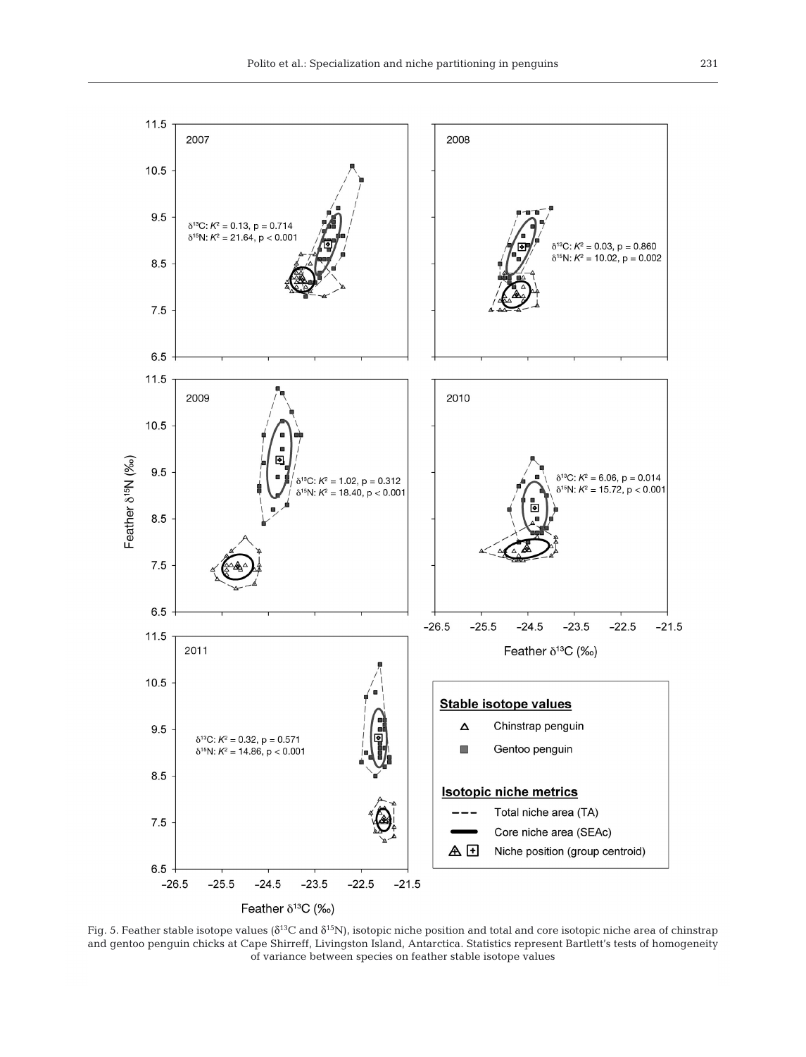Fig. 5. Feather stable isotope values ($\delta^{13}C$ and $\delta^{15}N$), isotopic niche position and total and core isotopic niche area of chinstrap and gentoo penguin chicks at Cape Shirreff, Livingston Island, Antarctica. Statistics represent Bartlett's tests of homogeneity of variance between species on feather stable isotope values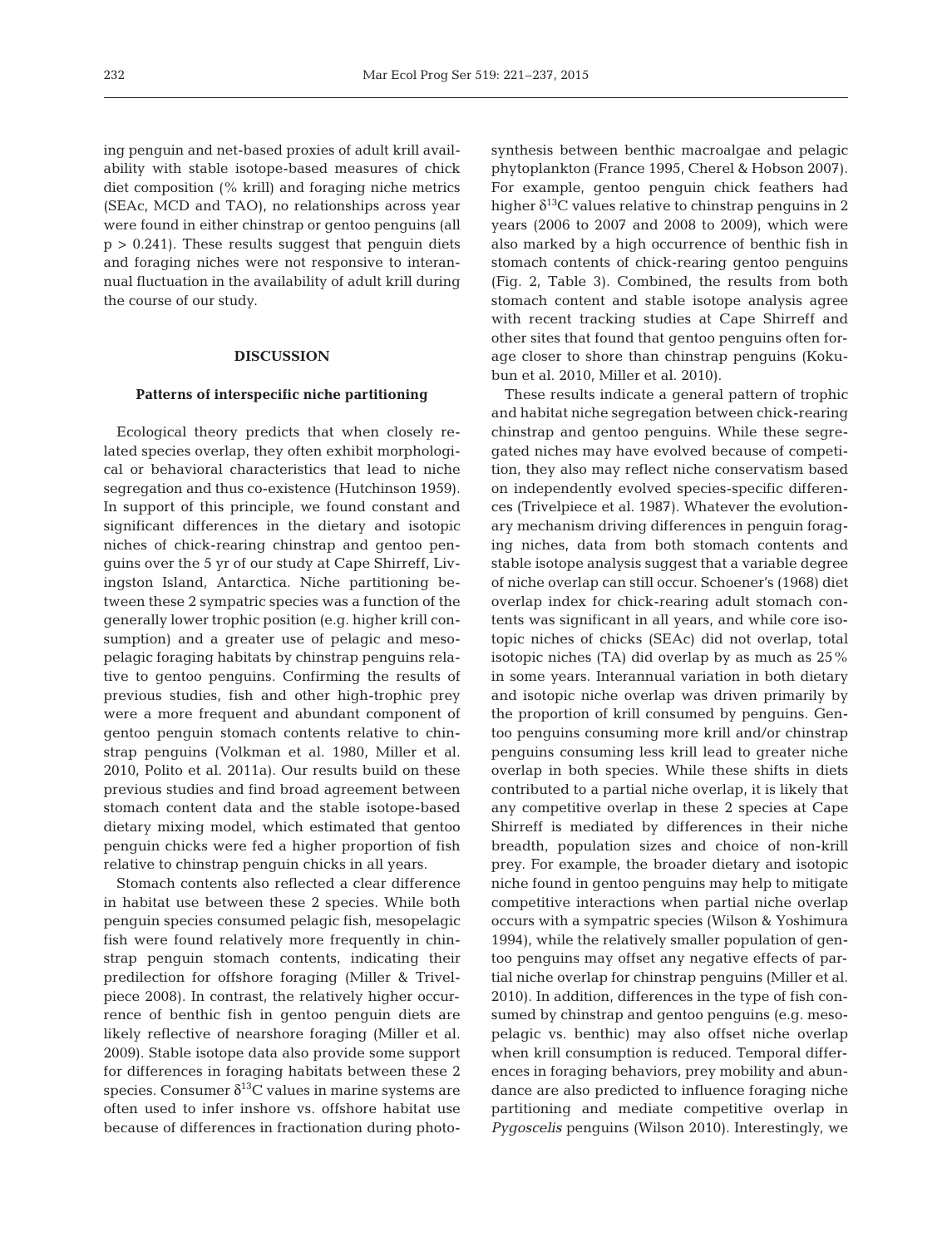ing penguin and net-based proxies of adult krill availability with stable isotope-based measures of chick diet composition (% krill) and foraging niche metrics (SEAc, MCD and TAO), no relationships across year were found in either chinstrap or gentoo penguins (all $p > 0.241$). These results suggest that penguin diets and foraging niches were not responsive to interannual fluctuation in the availability of adult krill during the course of our study.

## DISCUSSION

### Patterns of interspecific niche partitioning

Ecological theory predicts that when closely related species overlap, they often exhibit morphological or behavioral characteristics that lead to niche segregation and thus co-existence (Hutchinson 1959). In support of this principle, we found constant and significant differences in the dietary and isotopic niches of chick-rearing chinstrap and gentoo penguins over the 5 yr of our study at Cape Shirreff, Livingston Island, Antarctica. Niche partitioning between these 2 sympatric species was a function of the generally lower trophic position (e.g. higher krill consumption) and a greater use of pelagic and mesopelagic foraging habitats by chinstrap penguins relative to gentoo penguins. Confirming the results of previous studies, fish and other high-trophic prey were a more frequent and abundant component of gentoo penguin stomach contents relative to chinstrap penguins (Volkman et al. 1980, Miller et al. 2010, Polito et al. 2011a). Our results build on these previous studies and find broad agreement between stomach content data and the stable isotope-based dietary mixing model, which estimated that gentoo penguin chicks were fed a higher proportion of fish relative to chinstrap penguin chicks in all years.

Stomach contents also reflected a clear difference in habitat use between these 2 species. While both penguin species consumed pelagic fish, mesopelagic fish were found relatively more frequently in chinstrap penguin stomach contents, indicating their predilection for offshore foraging (Miller & Trivelpiece 2008). In contrast, the relatively higher occurrence of benthic fish in gentoo penguin diets are likely reflective of nearshore foraging (Miller et al. 2009). Stable isotope data also provide some support for differences in foraging habitats between these 2 species. Consumer $\delta^{13}C$ values in marine systems are often used to infer inshore vs. offshore habitat use because of differences in fractionation during photosynthesis between benthic macroalgae and pelagic phytoplankton (France 1995, Cherel & Hobson 2007). For example, gentoo penguin chick feathers had higher $\delta^{13}C$ values relative to chinstrap penguins in 2 years (2006 to 2007 and 2008 to 2009), which were also marked by a high occurrence of benthic fish in stomach contents of chick-rearing gentoo penguins (Fig. 2, Table 3). Combined, the results from both stomach content and stable isotope analysis agree with recent tracking studies at Cape Shirreff and other sites that found that gentoo penguins often forage closer to shore than chinstrap penguins (Kokubun et al. 2010, Miller et al. 2010).

These results indicate a general pattern of trophic and habitat niche segregation between chick-rearing chinstrap and gentoo penguins. While these segregated niches may have evolved because of competition, they also may reflect niche conservatism based on independently evolved species-specific differences (Trivelpiece et al. 1987). Whatever the evolutionary mechanism driving differences in penguin foraging niches, data from both stomach contents and stable isotope analysis suggest that a variable degree of niche overlap can still occur. Schoener's (1968) diet overlap index for chick-rearing adult stomach contents was significant in all years, and while core isotopic niches of chicks (SEAc) did not overlap, total isotopic niches (TA) did overlap by as much as 25% in some years. Interannual variation in both dietary and isotopic niche overlap was driven primarily by the proportion of krill consumed by penguins. Gentoo penguins consuming more krill and/or chinstrap penguins consuming less krill lead to greater niche overlap in both species. While these shifts in diets contributed to a partial niche overlap, it is likely that any competitive overlap in these 2 species at Cape Shirreff is mediated by differences in their niche breadth, population sizes and choice of non-krill prey. For example, the broader dietary and isotopic niche found in gentoo penguins may help to mitigate competitive interactions when partial niche overlap occurs with a sympatric species (Wilson & Yoshimura 1994), while the relatively smaller population of gentoo penguins may offset any negative effects of partial niche overlap for chinstrap penguins (Miller et al. 2010). In addition, differences in the type of fish consumed by chinstrap and gentoo penguins (e.g. mesopelagic vs. benthic) may also offset niche overlap when krill consumption is reduced. Temporal differences in foraging behaviors, prey mobility and abundance are also predicted to influence foraging niche partitioning and mediate competitive overlap in *Pygoscelis* penguins (Wilson 2010). Interestingly, we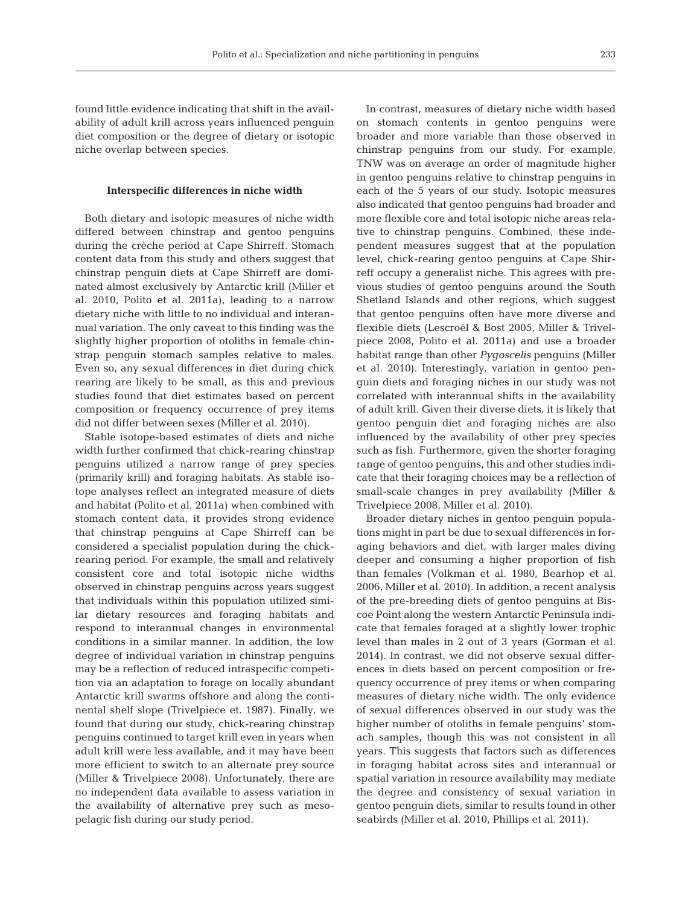found little evidence indicating that shift in the availability of adult krill across years influenced penguin diet composition or the degree of dietary or isotopic niche overlap between species.

### Interspecific differences in niche width

Both dietary and isotopic measures of niche width differed between chinstrap and gentoo penguins during the crèche period at Cape Shirreff. Stomach content data from this study and others suggest that chinstrap penguin diets at Cape Shirreff are dominated almost exclusively by Antarctic krill (Miller et al. 2010, Polito et al. 2011a), leading to a narrow dietary niche with little to no individual and interannual variation. The only caveat to this finding was the slightly higher proportion of otoliths in female chinstrap penguin stomach samples relative to males. Even so, any sexual differences in diet during chick rearing are likely to be small, as this and previous studies found that diet estimates based on percent composition or frequency occurrence of prey items did not differ between sexes (Miller et al. 2010).

Stable isotope-based estimates of diets and niche width further confirmed that chick-rearing chinstrap penguins utilized a narrow range of prey species (primarily krill) and foraging habitats. As stable isotope analyses reflect an integrated measure of diets and habitat (Polito et al. 2011a) when combined with stomach content data, it provides strong evidence that chinstrap penguins at Cape Shirreff can be considered a specialist population during the chick-rearing period. For example, the small and relatively consistent core and total isotopic niche widths observed in chinstrap penguins across years suggest that individuals within this population utilized similar dietary resources and foraging habitats and respond to interannual changes in environmental conditions in a similar manner. In addition, the low degree of individual variation in chinstrap penguins may be a reflection of reduced intraspecific competition via an adaptation to forage on locally abundant Antarctic krill swarms offshore and along the continental shelf slope (Trivelpiece et. 1987). Finally, we found that during our study, chick-rearing chinstrap penguins continued to target krill even in years when adult krill were less available, and it may have been more efficient to switch to an alternate prey source (Miller & Trivelpiece 2008). Unfortunately, there are no independent data available to assess variation in the availability of alternative prey such as mesopelagic fish during our study period.

In contrast, measures of dietary niche width based on stomach contents in gentoo penguins were broader and more variable than those observed in chinstrap penguins from our study. For example, TNW was on average an order of magnitude higher in gentoo penguins relative to chinstrap penguins in each of the 5 years of our study. Isotopic measures also indicated that gentoo penguins had broader and more flexible core and total isotopic niche areas relative to chinstrap penguins. Combined, these independent measures suggest that at the population level, chick-rearing gentoo penguins at Cape Shirreff occupy a generalist niche. This agrees with previous studies of gentoo penguins around the South Shetland Islands and other regions, which suggest that gentoo penguins often have more diverse and flexible diets (Lescroël & Bost 2005, Miller & Trivelpiece 2008, Polito et al. 2011a) and use a broader habitat range than other *Pygoscelis* penguins (Miller et al. 2010). Interestingly, variation in gentoo penguin diets and foraging niches in our study was not correlated with interannual shifts in the availability of adult krill. Given their diverse diets, it is likely that gentoo penguin diet and foraging niches are also influenced by the availability of other prey species such as fish. Furthermore, given the shorter foraging range of gentoo penguins, this and other studies indicate that their foraging choices may be a reflection of small-scale changes in prey availability (Miller & Trivelpiece 2008, Miller et al. 2010).

Broader dietary niches in gentoo penguin populations might in part be due to sexual differences in foraging behaviors and diet, with larger males diving deeper and consuming a higher proportion of fish than females (Volkman et al. 1980, Bearhop et al. 2006, Miller et al. 2010). In addition, a recent analysis of the pre-breeding diets of gentoo penguins at Biscoe Point along the western Antarctic Peninsula indicate that females foraged at a slightly lower trophic level than males in 2 out of 3 years (Gorman et al. 2014). In contrast, we did not observe sexual differences in diets based on percent composition or frequency occurrence of prey items or when comparing measures of dietary niche width. The only evidence of sexual differences observed in our study was the higher number of otoliths in female penguins' stomach samples, though this was not consistent in all years. This suggests that factors such as differences in foraging habitat across sites and interannual or spatial variation in resource availability may mediate the degree and consistency of sexual variation in gentoo penguin diets, similar to results found in other seabirds (Miller et al. 2010, Phillips et al. 2011).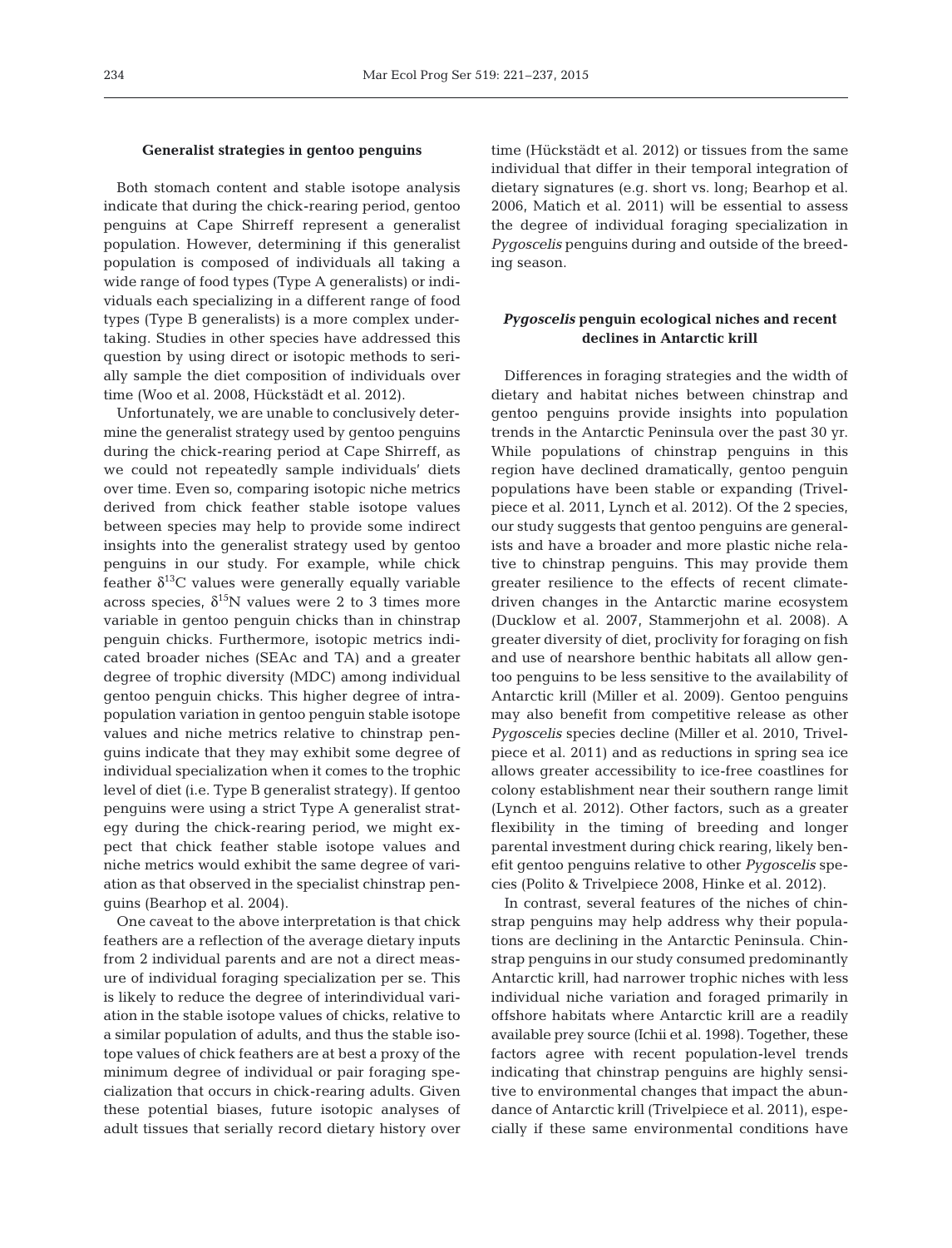### Generalist strategies in gentoo penguins

Both stomach content and stable isotope analysis indicate that during the chick-rearing period, gentoo penguins at Cape Shirreff represent a generalist population. However, determining if this generalist population is composed of individuals all taking a wide range of food types (Type A generalists) or individuals each specializing in a different range of food types (Type B generalists) is a more complex undertaking. Studies in other species have addressed this question by using direct or isotopic methods to serially sample the diet composition of individuals over time (Woo et al. 2008, Hückstädt et al. 2012).

Unfortunately, we are unable to conclusively determine the generalist strategy used by gentoo penguins during the chick-rearing period at Cape Shirreff, as we could not repeatedly sample individuals' diets over time. Even so, comparing isotopic niche metrics derived from chick feather stable isotope values between species may help to provide some indirect insights into the generalist strategy used by gentoo penguins in our study. For example, while chick feather $\delta^{13}C$ values were generally equally variable across species, $\delta^{15}N$ values were 2 to 3 times more variable in gentoo penguin chicks than in chinstrap penguin chicks. Furthermore, isotopic metrics indicated broader niches (SEAc and TA) and a greater degree of trophic diversity (MDC) among individual gentoo penguin chicks. This higher degree of intrapopulation variation in gentoo penguin stable isotope values and niche metrics relative to chinstrap penguins indicate that they may exhibit some degree of individual specialization when it comes to the trophic level of diet (i.e. Type B generalist strategy). If gentoo penguins were using a strict Type A generalist strategy during the chick-rearing period, we might expect that chick feather stable isotope values and niche metrics would exhibit the same degree of variation as that observed in the specialist chinstrap penguins (Bearhop et al. 2004).

One caveat to the above interpretation is that chick feathers are a reflection of the average dietary inputs from 2 individual parents and are not a direct measure of individual foraging specialization per se. This is likely to reduce the degree of interindividual variation in the stable isotope values of chicks, relative to a similar population of adults, and thus the stable isotope values of chick feathers are at best a proxy of the minimum degree of individual or pair foraging specialization that occurs in chick-rearing adults. Given these potential biases, future isotopic analyses of adult tissues that serially record dietary history over time (Hückstädt et al. 2012) or tissues from the same individual that differ in their temporal integration of dietary signatures (e.g. short vs. long; Bearhop et al. 2006, Matich et al. 2011) will be essential to assess the degree of individual foraging specialization in *Pygoscelis* penguins during and outside of the breeding season.

### *Pygoscelis* penguin ecological niches and recent declines in Antarctic krill

Differences in foraging strategies and the width of dietary and habitat niches between chinstrap and gentoo penguins provide insights into population trends in the Antarctic Peninsula over the past 30 yr. While populations of chinstrap penguins in this region have declined dramatically, gentoo penguin populations have been stable or expanding (Trivelpiece et al. 2011, Lynch et al. 2012). Of the 2 species, our study suggests that gentoo penguins are generalists and have a broader and more plastic niche relative to chinstrap penguins. This may provide them greater resilience to the effects of recent climate-driven changes in the Antarctic marine ecosystem (Ducklow et al. 2007, Stammerjohn et al. 2008). A greater diversity of diet, proclivity for foraging on fish and use of nearshore benthic habitats all allow gentoo penguins to be less sensitive to the availability of Antarctic krill (Miller et al. 2009). Gentoo penguins may also benefit from competitive release as other *Pygoscelis* species decline (Miller et al. 2010, Trivelpiece et al. 2011) and as reductions in spring sea ice allows greater accessibility to ice-free coastlines for colony establishment near their southern range limit (Lynch et al. 2012). Other factors, such as a greater flexibility in the timing of breeding and longer parental investment during chick rearing, likely benefit gentoo penguins relative to other *Pygoscelis* species (Polito & Trivelpiece 2008, Hinke et al. 2012).

In contrast, several features of the niches of chinstrap penguins may help address why their populations are declining in the Antarctic Peninsula. Chinstrap penguins in our study consumed predominantly Antarctic krill, had narrower trophic niches with less individual niche variation and foraged primarily in offshore habitats where Antarctic krill are a readily available prey source (Ichii et al. 1998). Together, these factors agree with recent population-level trends indicating that chinstrap penguins are highly sensitive to environmental changes that impact the abundance of Antarctic krill (Trivelpiece et al. 2011), especially if these same environmental conditions have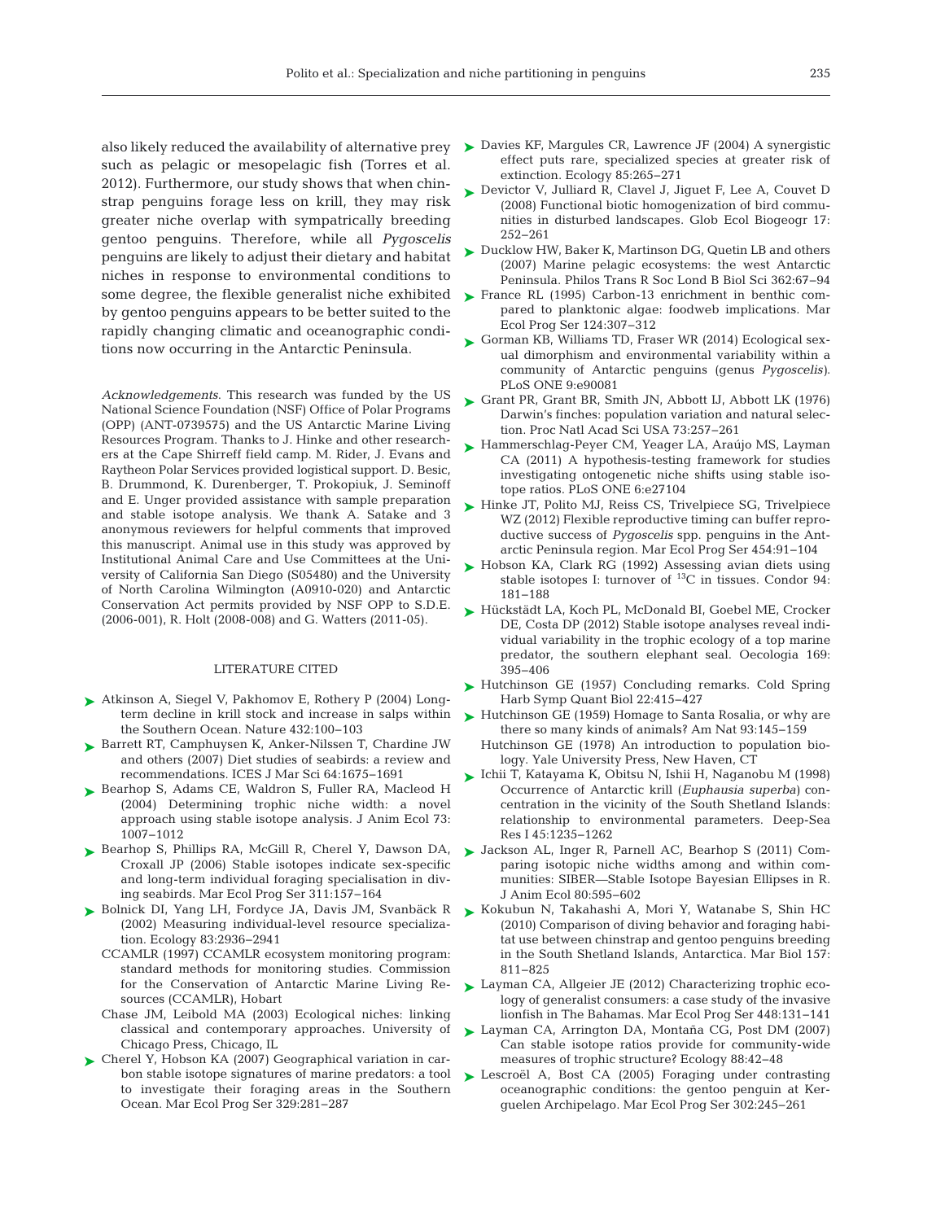also likely reduced the availability of alternative prey such as pelagic or mesopelagic fish (Torres et al. 2012). Furthermore, our study shows that when chinstrap penguins forage less on krill, they may risk greater niche overlap with sympatrically breeding gentoo penguins. Therefore, while all *Pygoscelis* penguins are likely to adjust their dietary and habitat niches in response to environmental conditions to some degree, the flexible generalist niche exhibited by gentoo penguins appears to be better suited to the rapidly changing climatic and oceanographic conditions now occurring in the Antarctic Peninsula.

*Acknowledgements*. This research was funded by the US National Science Foundation (NSF) Office of Polar Programs (OPP) (ANT-0739575) and the US Antarctic Marine Living Resources Program. Thanks to J. Hinke and other researchers at the Cape Shirreff field camp. M. Rider, J. Evans and Raytheon Polar Services provided logistical support. D. Besic, B. Drummond, K. Durenberger, T. Prokopiuk, J. Seminoff and E. Unger provided assistance with sample preparation and stable isotope analysis. We thank A. Satake and 3 anonymous reviewers for helpful comments that improved this manuscript. Animal use in this study was approved by Institutional Animal Care and Use Committees at the University of California San Diego (S05480) and the University of North Carolina Wilmington (A0910-020) and Antarctic Conservation Act permits provided by NSF OPP to S.D.E. (2006-001), R. Holt (2008-008) and G. Watters (2011-05).

## LITERATURE CITED

- Atkinson A, Siegel V, Pakhomov E, Rothery P (2004) Long-term decline in krill stock and increase in salps within the Southern Ocean. Nature 432:100–103
- Barrett RT, Camphuysen K, Anker-Nilssen T, Chardine JW and others (2007) Diet studies of seabirds: a review and recommendations. ICES J Mar Sci 64:1675–1691
- Bearhop S, Adams CE, Waldron S, Fuller RA, Macleod H (2004) Determining trophic niche width: a novel approach using stable isotope analysis. J Anim Ecol 73: 1007–1012
- Bearhop S, Phillips RA, McGill R, Cherel Y, Dawson DA, Croxall JP (2006) Stable isotopes indicate sex-specific and long-term individual foraging specialisation in diving seabirds. Mar Ecol Prog Ser 311:157–164
- Bolnick DI, Yang LH, Fordyce JA, Davis JM, Svanbäck R (2002) Measuring individual-level resource specialization. Ecology 83:2936–2941
- CCAMLR (1997) CCAMLR ecosystem monitoring program: standard methods for monitoring studies. Commission for the Conservation of Antarctic Marine Living Resources (CCAMLR), Hobart
- Chase JM, Leibold MA (2003) Ecological niches: linking classical and contemporary approaches. University of Chicago Press, Chicago, IL
- Cherel Y, Hobson KA (2007) Geographical variation in carbon stable isotope signatures of marine predators: a tool to investigate their foraging areas in the Southern Ocean. Mar Ecol Prog Ser 329:281–287
- Davies KF, Margules CR, Lawrence JF (2004) A synergistic effect puts rare, specialized species at greater risk of extinction. Ecology 85:265–271
- Devictor V, Julliard R, Clavel J, Jiguet F, Lee A, Couvet D (2008) Functional biotic homogenization of bird communities in disturbed landscapes. Glob Ecol Biogeogr 17: 252–261
- Ducklow HW, Baker K, Martinson DG, Quetin LB and others (2007) Marine pelagic ecosystems: the west Antarctic Peninsula. Philos Trans R Soc Lond B Biol Sci 362:67–94
- France RL (1995) Carbon-13 enrichment in benthic compared to planktonic algae: foodweb implications. Mar Ecol Prog Ser 124:307–312
- Gorman KB, Williams TD, Fraser WR (2014) Ecological sexual dimorphism and environmental variability within a community of Antarctic penguins (genus *Pygoscelis*). PLoS ONE 9:e90081
- Grant PR, Grant BR, Smith JN, Abbott IJ, Abbott LK (1976) Darwin's finches: population variation and natural selection. Proc Natl Acad Sci USA 73:257–261
- Hammerschlag-Peyer CM, Yeager LA, Araújo MS, Layman CA (2011) A hypothesis-testing framework for studies investigating ontogenetic niche shifts using stable isotope ratios. PLoS ONE 6:e27104
- Hinke JT, Polito MJ, Reiss CS, Trivelpiece SG, Trivelpiece WZ (2012) Flexible reproductive timing can buffer reproductive success of *Pygoscelis* spp. penguins in the Antarctic Peninsula region. Mar Ecol Prog Ser 454:91–104
- Hobson KA, Clark RG (1992) Assessing avian diets using stable isotopes I: turnover of $^{13}C$ in tissues. Condor 94: 181–188
- Hückstädt LA, Koch PL, McDonald BI, Goebel ME, Crocker DE, Costa DP (2012) Stable isotope analyses reveal individual variability in the trophic ecology of a top marine predator, the southern elephant seal. Oecologia 169: 395–406
- Hutchinson GE (1957) Concluding remarks. Cold Spring Harb Symp Quant Biol 22:415–427
- Hutchinson GE (1959) Homage to Santa Rosalia, or why are there so many kinds of animals? Am Nat 93:145–159
- Hutchinson GE (1978) An introduction to population biology. Yale University Press, New Haven, CT
- Ichii T, Katayama K, Obitsu N, Ishii H, Naganobu M (1998) Occurrence of Antarctic krill (*Euphausia superba*) concentration in the vicinity of the South Shetland Islands: relationship to environmental parameters. Deep-Sea Res I 45:1235–1262
- Jackson AL, Inger R, Parnell AC, Bearhop S (2011) Comparing isotopic niche widths among and within communities: SIBER—Stable Isotope Bayesian Ellipses in R. J Anim Ecol 80:595–602
- Kokubun N, Takahashi A, Mori Y, Watanabe S, Shin HC (2010) Comparison of diving behavior and foraging habitat use between chinstrap and gentoo penguins breeding in the South Shetland Islands, Antarctica. Mar Biol 157: 811–825
- Layman CA, Allgeier JE (2012) Characterizing trophic ecology of generalist consumers: a case study of the invasive lionfish in The Bahamas. Mar Ecol Prog Ser 448:131–141
- Layman CA, Arrington DA, Montaña CG, Post DM (2007) Can stable isotope ratios provide for community-wide measures of trophic structure? Ecology 88:42–48
- Lescroël A, Bost CA (2005) Foraging under contrasting oceanographic conditions: the gentoo penguin at Kerguelen Archipelago. Mar Ecol Prog Ser 302:245–261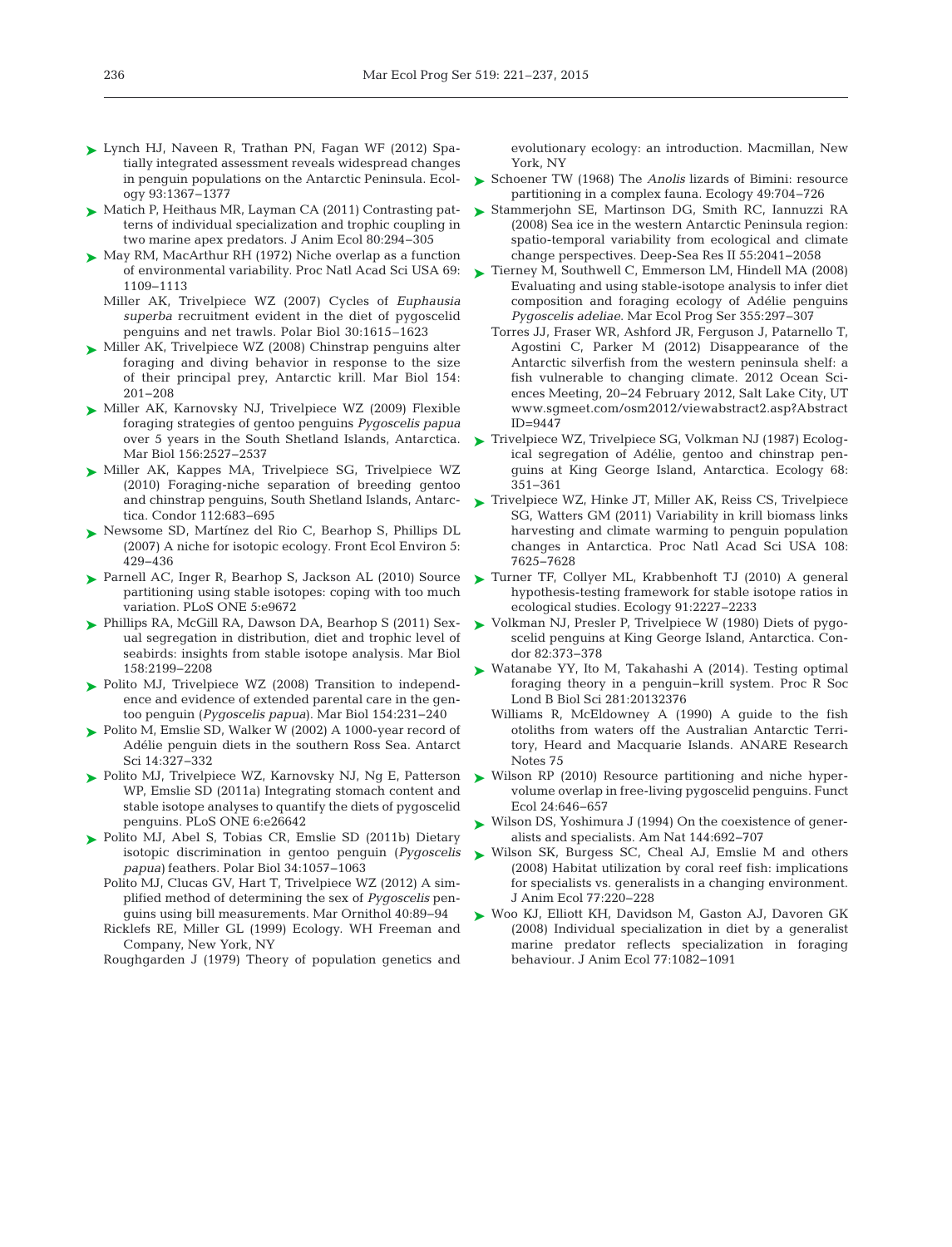Lynch HJ, Naveen R, Trathan PN, Fagan WF (2012) Spatially integrated assessment reveals widespread changes in penguin populations on the Antarctic Peninsula. Ecology 93:1367−1377

Matich P, Heithaus MR, Layman CA (2011) Contrasting patterns of individual specialization and trophic coupling in two marine apex predators. J Anim Ecol 80:294−305

May RM, MacArthur RH (1972) Niche overlap as a function of environmental variability. Proc Natl Acad Sci USA 69: 1109−1113

Miller AK, Trivelpiece WZ (2007) Cycles of *Euphausia superba* recruitment evident in the diet of pygoscelid penguins and net trawls. Polar Biol 30:1615−1623

Miller AK, Trivelpiece WZ (2008) Chinstrap penguins alter foraging and diving behavior in response to the size of their principal prey, Antarctic krill. Mar Biol 154: 201−208

Miller AK, Karnovsky NJ, Trivelpiece WZ (2009) Flexible foraging strategies of gentoo penguins *Pygoscelis papua* over 5 years in the South Shetland Islands, Antarctica. Mar Biol 156:2527−2537

Miller AK, Kappes MA, Trivelpiece SG, Trivelpiece WZ (2010) Foraging-niche separation of breeding gentoo and chinstrap penguins, South Shetland Islands, Antarctica. Condor 112:683−695

Newsome SD, Martínez del Rio C, Bearhop S, Phillips DL (2007) A niche for isotopic ecology. Front Ecol Environ 5: 429−436

Parnell AC, Inger R, Bearhop S, Jackson AL (2010) Source partitioning using stable isotopes: coping with too much variation. PLoS ONE 5:e9672

Phillips RA, McGill RA, Dawson DA, Bearhop S (2011) Sexual segregation in distribution, diet and trophic level of seabirds: insights from stable isotope analysis. Mar Biol 158:2199−2208

Polito MJ, Trivelpiece WZ (2008) Transition to independence and evidence of extended parental care in the gentoo penguin (*Pygoscelis papua*). Mar Biol 154:231−240

Polito M, Emslie SD, Walker W (2002) A 1000-year record of Adélie penguin diets in the southern Ross Sea. Antarct Sci 14:327−332

Polito MJ, Trivelpiece WZ, Karnovsky NJ, Ng E, Patterson WP, Emslie SD (2011a) Integrating stomach content and stable isotope analyses to quantify the diets of pygoscelid penguins. PLoS ONE 6:e26642

Polito MJ, Abel S, Tobias CR, Emslie SD (2011b) Dietary isotopic discrimination in gentoo penguin (*Pygoscelis papua*) feathers. Polar Biol 34:1057−1063

Polito MJ, Clucas GV, Hart T, Trivelpiece WZ (2012) A simplified method of determining the sex of *Pygoscelis* penguins using bill measurements. Mar Ornithol 40:89−94

Ricklefs RE, Miller GL (1999) Ecology. WH Freeman and Company, New York, NY

Roughgarden J (1979) Theory of population genetics and evolutionary ecology: an introduction. Macmillan, New York, NY

Schoener TW (1968) The *Anolis* lizards of Bimini: resource partitioning in a complex fauna. Ecology 49:704−726

Stammerjohn SE, Martinson DG, Smith RC, Iannuzzi RA (2008) Sea ice in the western Antarctic Peninsula region: spatio-temporal variability from ecological and climate change perspectives. Deep-Sea Res II 55:2041−2058

Tierney M, Southwell C, Emmerson LM, Hindell MA (2008) Evaluating and using stable-isotope analysis to infer diet composition and foraging ecology of Adélie penguins *Pygoscelis adeliae*. Mar Ecol Prog Ser 355:297−307

Torres JJ, Fraser WR, Ashford JR, Ferguson J, Patarnello T, Agostini C, Parker M (2012) Disappearance of the Antarctic silverfish from the western peninsula shelf: a fish vulnerable to changing climate. 2012 Ocean Sciences Meeting, 20−24 February 2012, Salt Lake City, UT www.sgmeet.com/osm2012/viewabstract2.asp?AbstractID=9447

Trivelpiece WZ, Trivelpiece SG, Volkman NJ (1987) Ecological segregation of Adélie, gentoo and chinstrap penguins at King George Island, Antarctica. Ecology 68: 351−361

Trivelpiece WZ, Hinke JT, Miller AK, Reiss CS, Trivelpiece SG, Watters GM (2011) Variability in krill biomass links harvesting and climate warming to penguin population changes in Antarctica. Proc Natl Acad Sci USA 108: 7625−7628

Turner TF, Collyer ML, Krabbenhoft TJ (2010) A general hypothesis-testing framework for stable isotope ratios in ecological studies. Ecology 91:2227−2233

Volkman NJ, Presler P, Trivelpiece W (1980) Diets of pygoscelid penguins at King George Island, Antarctica. Condor 82:373−378

Watanabe YY, Ito M, Takahashi A (2014). Testing optimal foraging theory in a penguin−krill system. Proc R Soc Lond B Biol Sci 281:20132376

Williams R, McEldowney A (1990) A guide to the fish otoliths from waters off the Australian Antarctic Territory, Heard and Macquarie Islands. ANARE Research Notes 75

Wilson RP (2010) Resource partitioning and niche hyper-volume overlap in free-living pygoscelid penguins. Funct Ecol 24:646−657

Wilson DS, Yoshimura J (1994) On the coexistence of generalists and specialists. Am Nat 144:692−707

Wilson SK, Burgess SC, Cheal AJ, Emslie M and others (2008) Habitat utilization by coral reef fish: implications for specialists vs. generalists in a changing environment. J Anim Ecol 77:220−228

Woo KJ, Elliott KH, Davidson M, Gaston AJ, Davoren GK (2008) Individual specialization in diet by a generalist marine predator reflects specialization in foraging behaviour. J Anim Ecol 77:1082−1091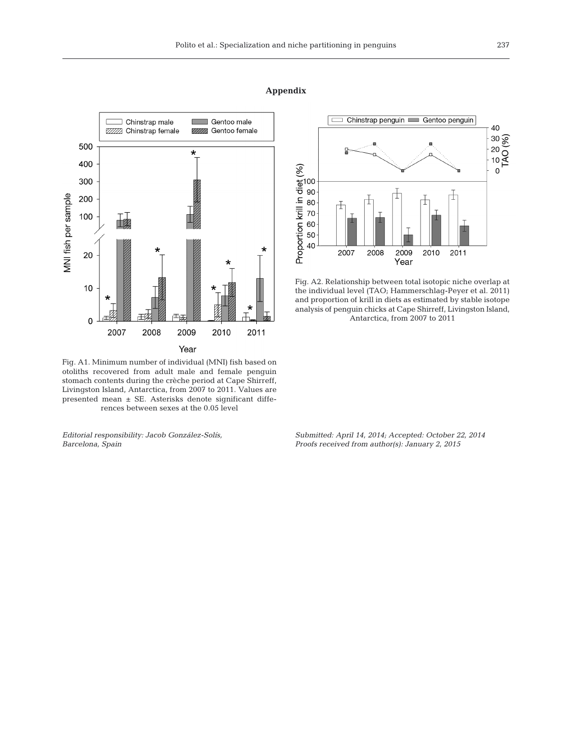## Appendix

Chinstrap male
Chinstrap female
Gentoo male
Gentoo female

500
400
300
200
100
20
10
0

MNI fish per sample

2007 2008 2009 2010 2011

Year

Fig. A1. Minimum number of individual (MNI) fish based on otoliths recovered from adult male and female penguin stomach contents during the crèche period at Cape Shirreff, Livingston Island, Antarctica, from 2007 to 2011. Values are presented mean ± SE. Asterisks denote significant differences between sexes at the 0.05 level

Chinstrap penguin
Gentoo penguin

40
30
20
10
0

TAO (%)

100
90
80
70
60
50
40

Proportion krill in diet (%)

2007 2008 2009 2010 2011

Year

Fig. A2. Relationship between total isotopic niche overlap at the individual level (TAO; Hammerschlag-Peyer et al. 2011) and proportion of krill in diets as estimated by stable isotope analysis of penguin chicks at Cape Shirreff, Livingston Island, Antarctica, from 2007 to 2011

*Editorial responsibility: Jacob González-Solís, Barcelona, Spain*

*Submitted: April 14, 2014; Accepted: October 22, 2014*
*Proofs received from author(s): January 2, 2015*